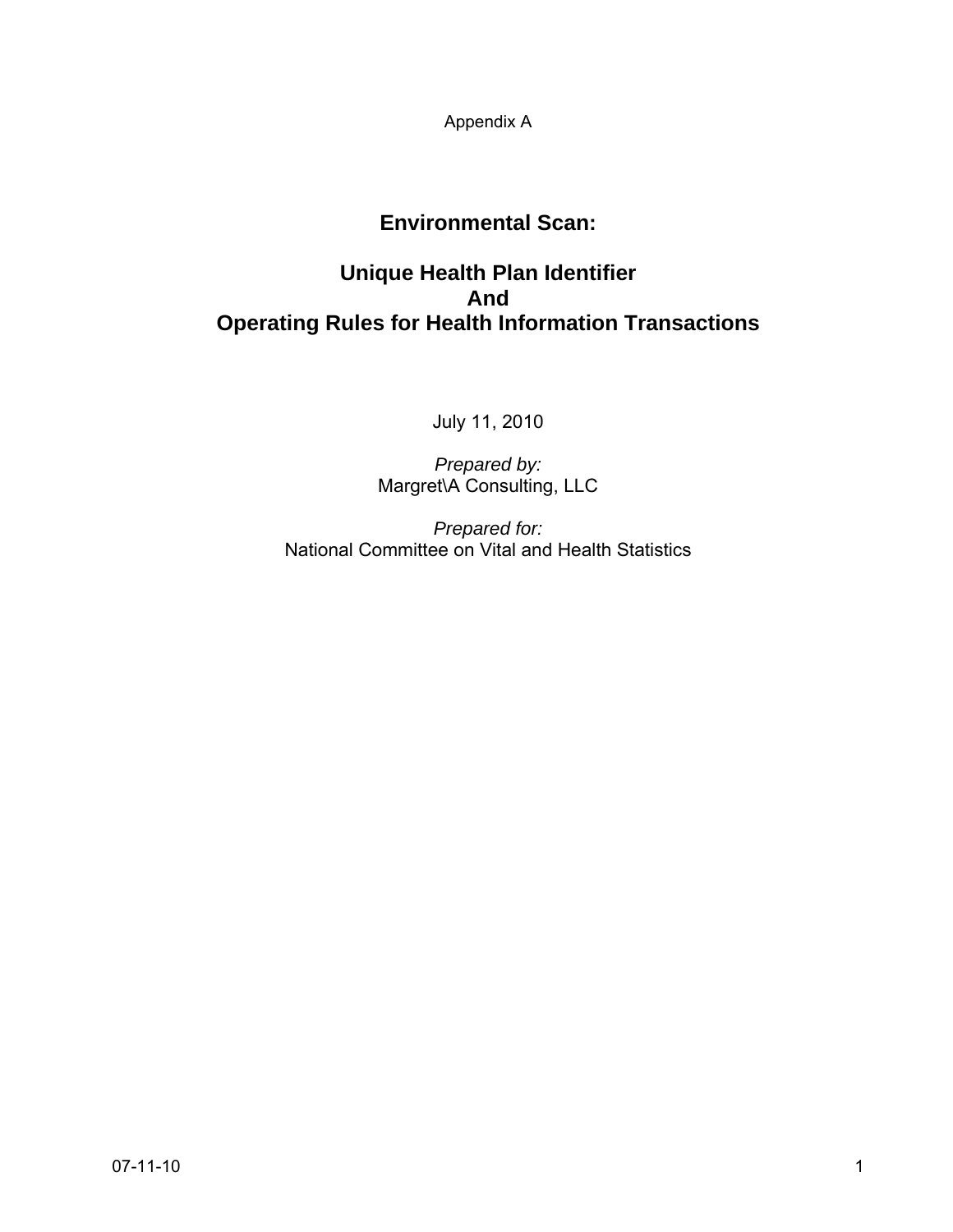Appendix A

# Environmental Scan:

# Unique Health Plan Identifier And Operating Rules for Health Information Transactions

July 11, 2010

*Prepared by:*
Margret\A Consulting, LLC

*Prepared for:*
National Committee on Vital and Health Statistics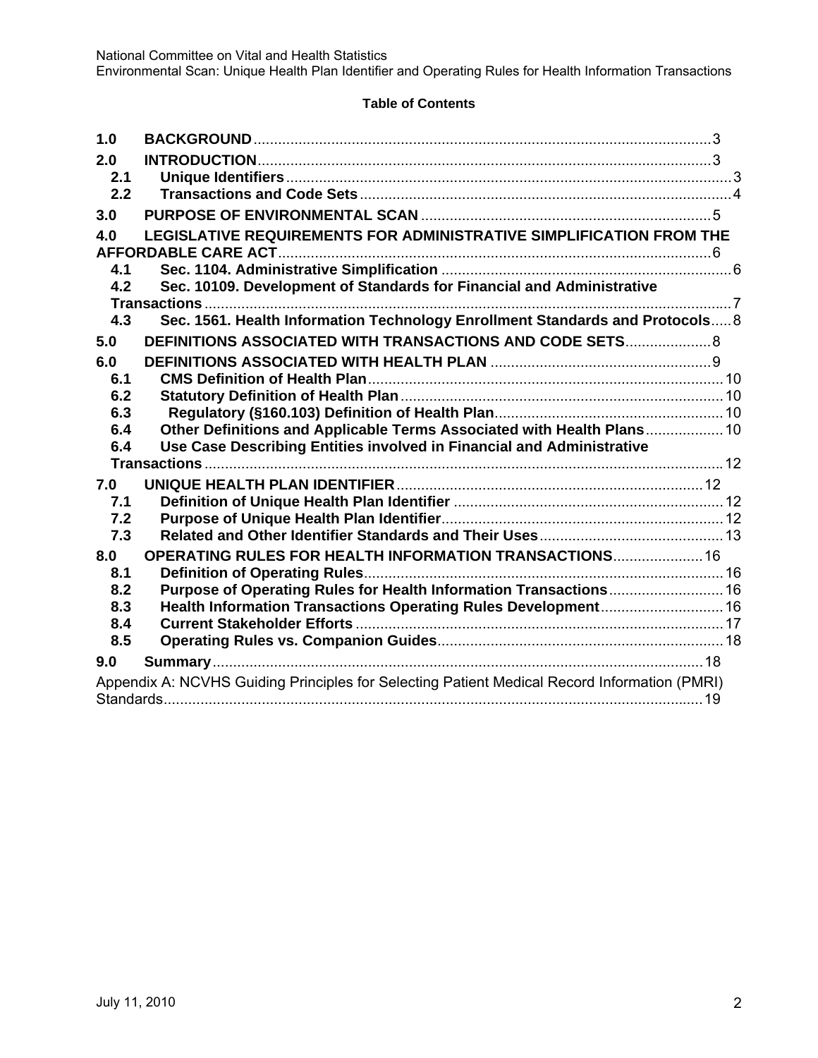**Table of Contents**

**1.0 BACKGROUND** ........ 3

**2.0 INTRODUCTION** ........ 3

- **2.1 Unique Identifiers** ........ 3
- **2.2 Transactions and Code Sets** ........ 4

**3.0 PURPOSE OF ENVIRONMENTAL SCAN** ........ 5

**4.0 LEGISLATIVE REQUIREMENTS FOR ADMINISTRATIVE SIMPLIFICATION FROM THE AFFORDABLE CARE ACT** ........ 6

- **4.1 Sec. 1104. Administrative Simplification** ........ 6
- **4.2 Sec. 10109. Development of Standards for Financial and Administrative Transactions** ........ 7
- **4.3 Sec. 1561. Health Information Technology Enrollment Standards and Protocols** ........ 8

**5.0 DEFINITIONS ASSOCIATED WITH TRANSACTIONS AND CODE SETS** ........ 8

**6.0 DEFINITIONS ASSOCIATED WITH HEALTH PLAN** ........ 9

- **6.1 CMS Definition of Health Plan** ........ 10
- **6.2 Statutory Definition of Health Plan** ........ 10
- **6.3 Regulatory (§160.103) Definition of Health Plan** ........ 10
- **6.4 Other Definitions and Applicable Terms Associated with Health Plans** ........ 10
- **6.4 Use Case Describing Entities involved in Financial and Administrative Transactions** ........ 12

**7.0 UNIQUE HEALTH PLAN IDENTIFIER** ........ 12

- **7.1 Definition of Unique Health Plan Identifier** ........ 12
- **7.2 Purpose of Unique Health Plan Identifier** ........ 12
- **7.3 Related and Other Identifier Standards and Their Uses** ........ 13

**8.0 OPERATING RULES FOR HEALTH INFORMATION TRANSACTIONS** ........ 16

- **8.1 Definition of Operating Rules** ........ 16
- **8.2 Purpose of Operating Rules for Health Information Transactions** ........ 16
- **8.3 Health Information Transactions Operating Rules Development** ........ 16
- **8.4 Current Stakeholder Efforts** ........ 17
- **8.5 Operating Rules vs. Companion Guides** ........ 18

**9.0 Summary** ........ 18

Appendix A: NCVHS Guiding Principles for Selecting Patient Medical Record Information (PMRI) Standards ........ 19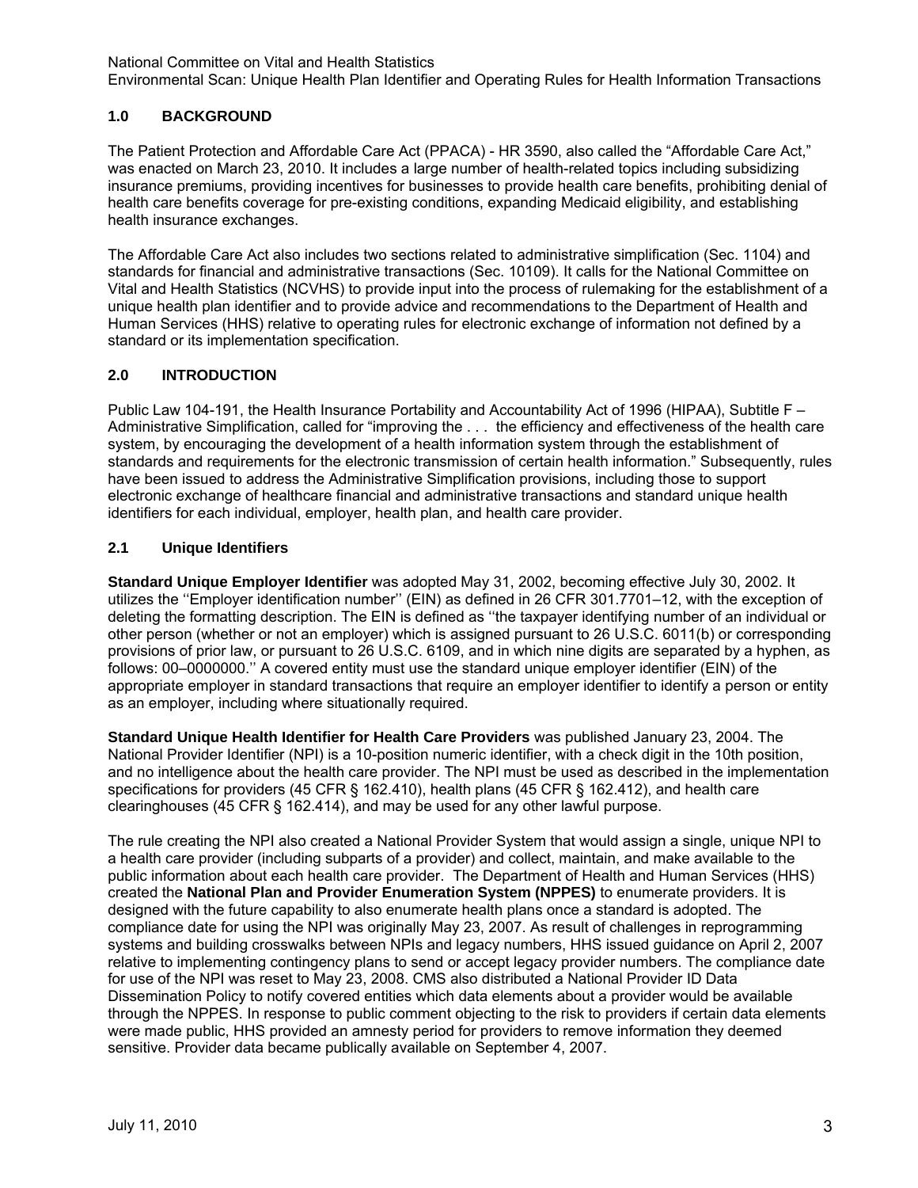## 1.0 BACKGROUND

The Patient Protection and Affordable Care Act (PPACA) - HR 3590, also called the "Affordable Care Act," was enacted on March 23, 2010. It includes a large number of health-related topics including subsidizing insurance premiums, providing incentives for businesses to provide health care benefits, prohibiting denial of health care benefits coverage for pre-existing conditions, expanding Medicaid eligibility, and establishing health insurance exchanges.

The Affordable Care Act also includes two sections related to administrative simplification (Sec. 1104) and standards for financial and administrative transactions (Sec. 10109). It calls for the National Committee on Vital and Health Statistics (NCVHS) to provide input into the process of rulemaking for the establishment of a unique health plan identifier and to provide advice and recommendations to the Department of Health and Human Services (HHS) relative to operating rules for electronic exchange of information not defined by a standard or its implementation specification.

## 2.0 INTRODUCTION

Public Law 104-191, the Health Insurance Portability and Accountability Act of 1996 (HIPAA), Subtitle F – Administrative Simplification, called for "improving the . . . the efficiency and effectiveness of the health care system, by encouraging the development of a health information system through the establishment of standards and requirements for the electronic transmission of certain health information." Subsequently, rules have been issued to address the Administrative Simplification provisions, including those to support electronic exchange of healthcare financial and administrative transactions and standard unique health identifiers for each individual, employer, health plan, and health care provider.

### 2.1 Unique Identifiers

**Standard Unique Employer Identifier** was adopted May 31, 2002, becoming effective July 30, 2002. It utilizes the ''Employer identification number'' (EIN) as defined in 26 CFR 301.7701–12, with the exception of deleting the formatting description. The EIN is defined as ''the taxpayer identifying number of an individual or other person (whether or not an employer) which is assigned pursuant to 26 U.S.C. 6011(b) or corresponding provisions of prior law, or pursuant to 26 U.S.C. 6109, and in which nine digits are separated by a hyphen, as follows: 00–0000000.'' A covered entity must use the standard unique employer identifier (EIN) of the appropriate employer in standard transactions that require an employer identifier to identify a person or entity as an employer, including where situationally required.

**Standard Unique Health Identifier for Health Care Providers** was published January 23, 2004. The National Provider Identifier (NPI) is a 10-position numeric identifier, with a check digit in the 10th position, and no intelligence about the health care provider. The NPI must be used as described in the implementation specifications for providers (45 CFR § 162.410), health plans (45 CFR § 162.412), and health care clearinghouses (45 CFR § 162.414), and may be used for any other lawful purpose.

The rule creating the NPI also created a National Provider System that would assign a single, unique NPI to a health care provider (including subparts of a provider) and collect, maintain, and make available to the public information about each health care provider. The Department of Health and Human Services (HHS) created the **National Plan and Provider Enumeration System (NPPES)** to enumerate providers. It is designed with the future capability to also enumerate health plans once a standard is adopted. The compliance date for using the NPI was originally May 23, 2007. As result of challenges in reprogramming systems and building crosswalks between NPIs and legacy numbers, HHS issued guidance on April 2, 2007 relative to implementing contingency plans to send or accept legacy provider numbers. The compliance date for use of the NPI was reset to May 23, 2008. CMS also distributed a National Provider ID Data Dissemination Policy to notify covered entities which data elements about a provider would be available through the NPPES. In response to public comment objecting to the risk to providers if certain data elements were made public, HHS provided an amnesty period for providers to remove information they deemed sensitive. Provider data became publically available on September 4, 2007.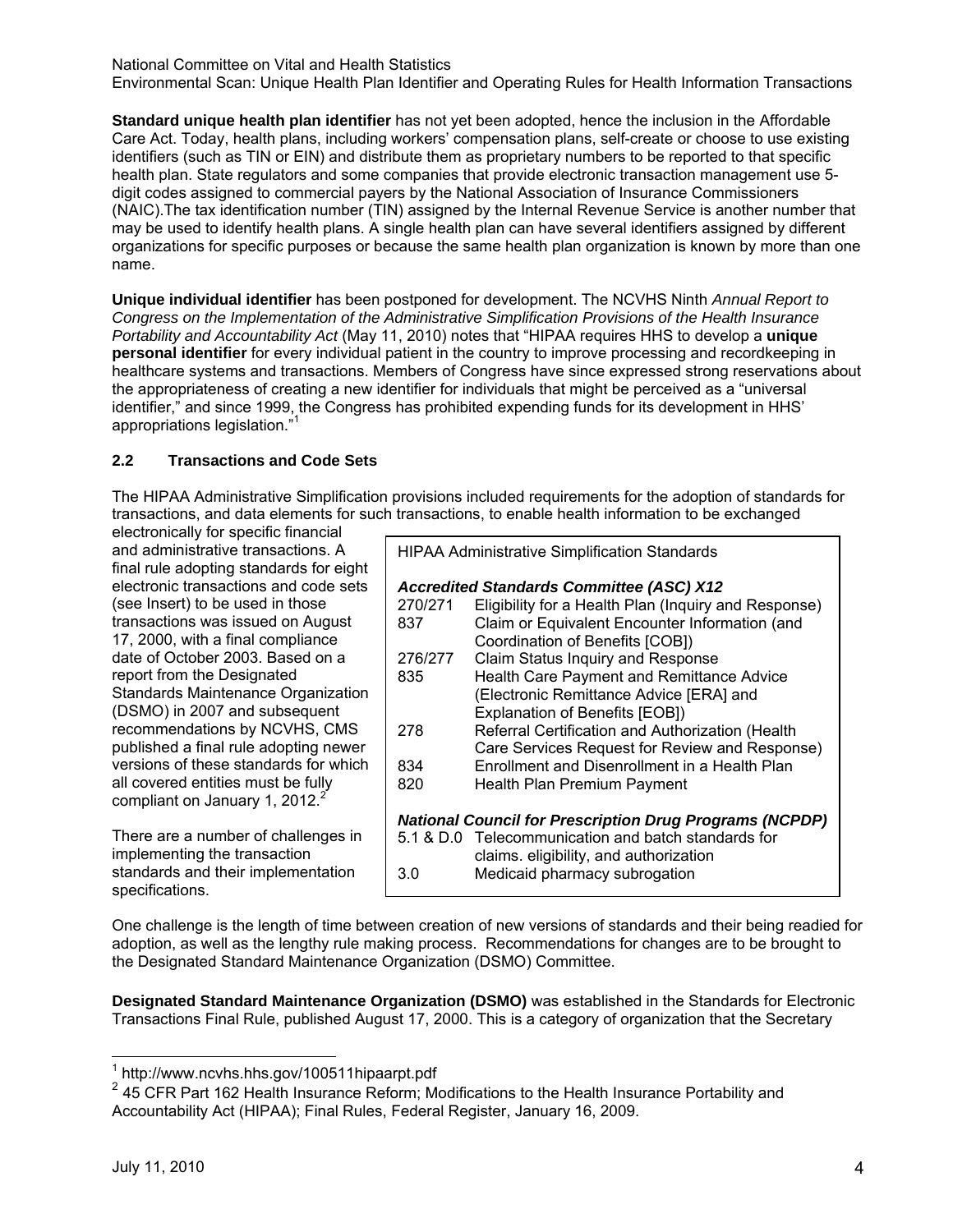**Standard unique health plan identifier** has not yet been adopted, hence the inclusion in the Affordable Care Act. Today, health plans, including workers' compensation plans, self-create or choose to use existing identifiers (such as TIN or EIN) and distribute them as proprietary numbers to be reported to that specific health plan. State regulators and some companies that provide electronic transaction management use 5-digit codes assigned to commercial payers by the National Association of Insurance Commissioners (NAIC).The tax identification number (TIN) assigned by the Internal Revenue Service is another number that may be used to identify health plans. A single health plan can have several identifiers assigned by different organizations for specific purposes or because the same health plan organization is known by more than one name.

**Unique individual identifier** has been postponed for development. The NCVHS Ninth *Annual Report to Congress on the Implementation of the Administrative Simplification Provisions of the Health Insurance Portability and Accountability Act* (May 11, 2010) notes that "HIPAA requires HHS to develop a **unique personal identifier** for every individual patient in the country to improve processing and recordkeeping in healthcare systems and transactions. Members of Congress have since expressed strong reservations about the appropriateness of creating a new identifier for individuals that might be perceived as a "universal identifier," and since 1999, the Congress has prohibited expending funds for its development in HHS' appropriations legislation."[1]

### 2.2 Transactions and Code Sets

The HIPAA Administrative Simplification provisions included requirements for the adoption of standards for transactions, and data elements for such transactions, to enable health information to be exchanged electronically for specific financial and administrative transactions. A final rule adopting standards for eight electronic transactions and code sets (see Insert) to be used in those transactions was issued on August 17, 2000, with a final compliance date of October 2003. Based on a report from the Designated Standards Maintenance Organization (DSMO) in 2007 and subsequent recommendations by NCVHS, CMS published a final rule adopting newer versions of these standards for which all covered entities must be fully compliant on January 1, 2012.[2]

| HIPAA Administrative Simplification Standards | |
|---|---|
| ***Accredited Standards Committee (ASC) X12*** | |
| 270/271 | Eligibility for a Health Plan (Inquiry and Response) |
| 837 | Claim or Equivalent Encounter Information (and Coordination of Benefits [COB]) |
| 276/277 | Claim Status Inquiry and Response |
| 835 | Health Care Payment and Remittance Advice (Electronic Remittance Advice [ERA] and Explanation of Benefits [EOB]) |
| 278 | Referral Certification and Authorization (Health Care Services Request for Review and Response) |
| 834 | Enrollment and Disenrollment in a Health Plan |
| 820 | Health Plan Premium Payment |
| ***National Council for Prescription Drug Programs (NCPDP)*** | |
| 5.1 & D.0 | Telecommunication and batch standards for claims. eligibility, and authorization |
| 3.0 | Medicaid pharmacy subrogation |

There are a number of challenges in implementing the transaction standards and their implementation specifications.

One challenge is the length of time between creation of new versions of standards and their being readied for adoption, as well as the lengthy rule making process. Recommendations for changes are to be brought to the Designated Standard Maintenance Organization (DSMO) Committee.

**Designated Standard Maintenance Organization (DSMO)** was established in the Standards for Electronic Transactions Final Rule, published August 17, 2000. This is a category of organization that the Secretary

---

[1] http://www.ncvhs.hhs.gov/100511hipaarpt.pdf

[2] 45 CFR Part 162 Health Insurance Reform; Modifications to the Health Insurance Portability and Accountability Act (HIPAA); Final Rules, Federal Register, January 16, 2009.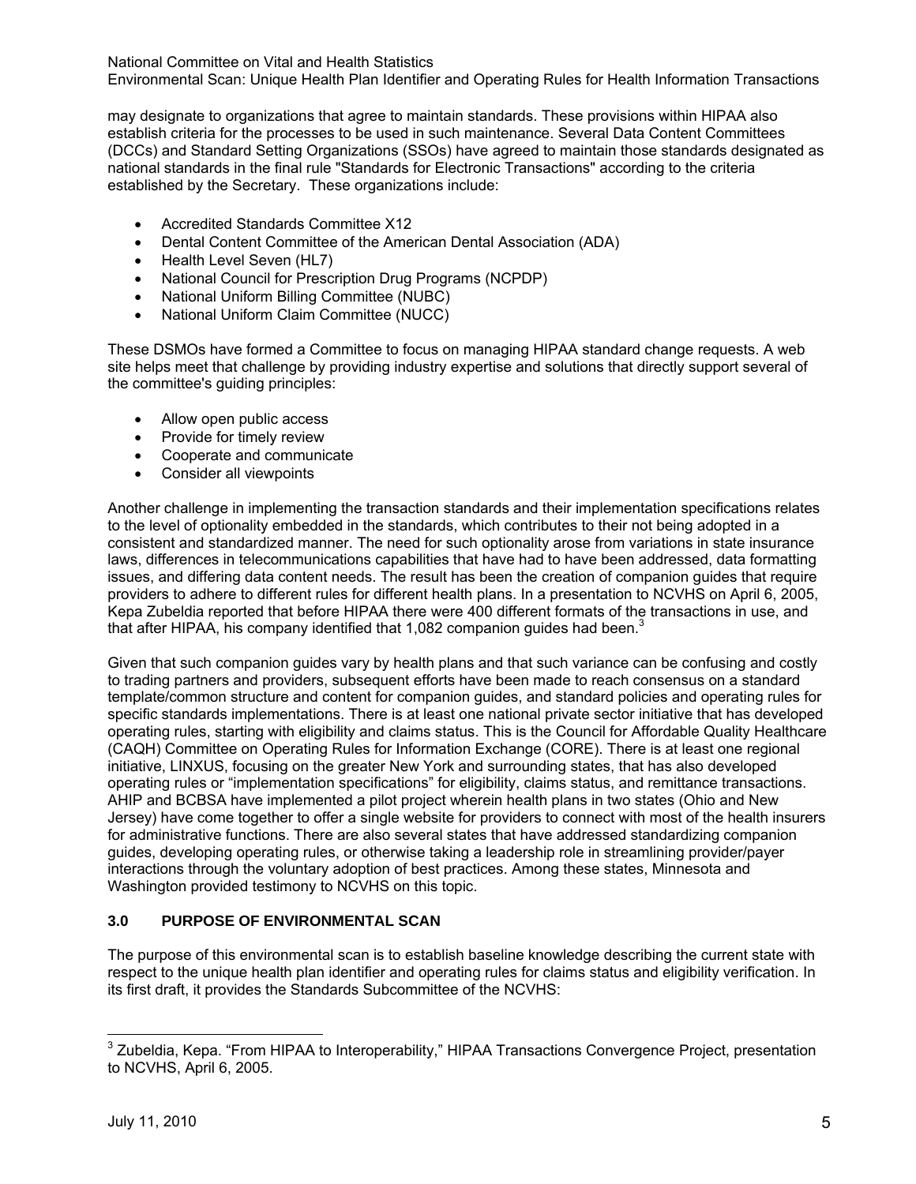may designate to organizations that agree to maintain standards. These provisions within HIPAA also establish criteria for the processes to be used in such maintenance. Several Data Content Committees (DCCs) and Standard Setting Organizations (SSOs) have agreed to maintain those standards designated as national standards in the final rule "Standards for Electronic Transactions" according to the criteria established by the Secretary. These organizations include:

- Accredited Standards Committee X12
- Dental Content Committee of the American Dental Association (ADA)
- Health Level Seven (HL7)
- National Council for Prescription Drug Programs (NCPDP)
- National Uniform Billing Committee (NUBC)
- National Uniform Claim Committee (NUCC)

These DSMOs have formed a Committee to focus on managing HIPAA standard change requests. A web site helps meet that challenge by providing industry expertise and solutions that directly support several of the committee's guiding principles:

- Allow open public access
- Provide for timely review
- Cooperate and communicate
- Consider all viewpoints

Another challenge in implementing the transaction standards and their implementation specifications relates to the level of optionality embedded in the standards, which contributes to their not being adopted in a consistent and standardized manner. The need for such optionality arose from variations in state insurance laws, differences in telecommunications capabilities that have had to have been addressed, data formatting issues, and differing data content needs. The result has been the creation of companion guides that require providers to adhere to different rules for different health plans. In a presentation to NCVHS on April 6, 2005, Kepa Zubeldia reported that before HIPAA there were 400 different formats of the transactions in use, and that after HIPAA, his company identified that 1,082 companion guides had been.[3]

Given that such companion guides vary by health plans and that such variance can be confusing and costly to trading partners and providers, subsequent efforts have been made to reach consensus on a standard template/common structure and content for companion guides, and standard policies and operating rules for specific standards implementations. There is at least one national private sector initiative that has developed operating rules, starting with eligibility and claims status. This is the Council for Affordable Quality Healthcare (CAQH) Committee on Operating Rules for Information Exchange (CORE). There is at least one regional initiative, LINXUS, focusing on the greater New York and surrounding states, that has also developed operating rules or "implementation specifications" for eligibility, claims status, and remittance transactions. AHIP and BCBSA have implemented a pilot project wherein health plans in two states (Ohio and New Jersey) have come together to offer a single website for providers to connect with most of the health insurers for administrative functions. There are also several states that have addressed standardizing companion guides, developing operating rules, or otherwise taking a leadership role in streamlining provider/payer interactions through the voluntary adoption of best practices. Among these states, Minnesota and Washington provided testimony to NCVHS on this topic.

## 3.0 PURPOSE OF ENVIRONMENTAL SCAN

The purpose of this environmental scan is to establish baseline knowledge describing the current state with respect to the unique health plan identifier and operating rules for claims status and eligibility verification. In its first draft, it provides the Standards Subcommittee of the NCVHS:

[3] Zubeldia, Kepa. "From HIPAA to Interoperability," HIPAA Transactions Convergence Project, presentation to NCVHS, April 6, 2005.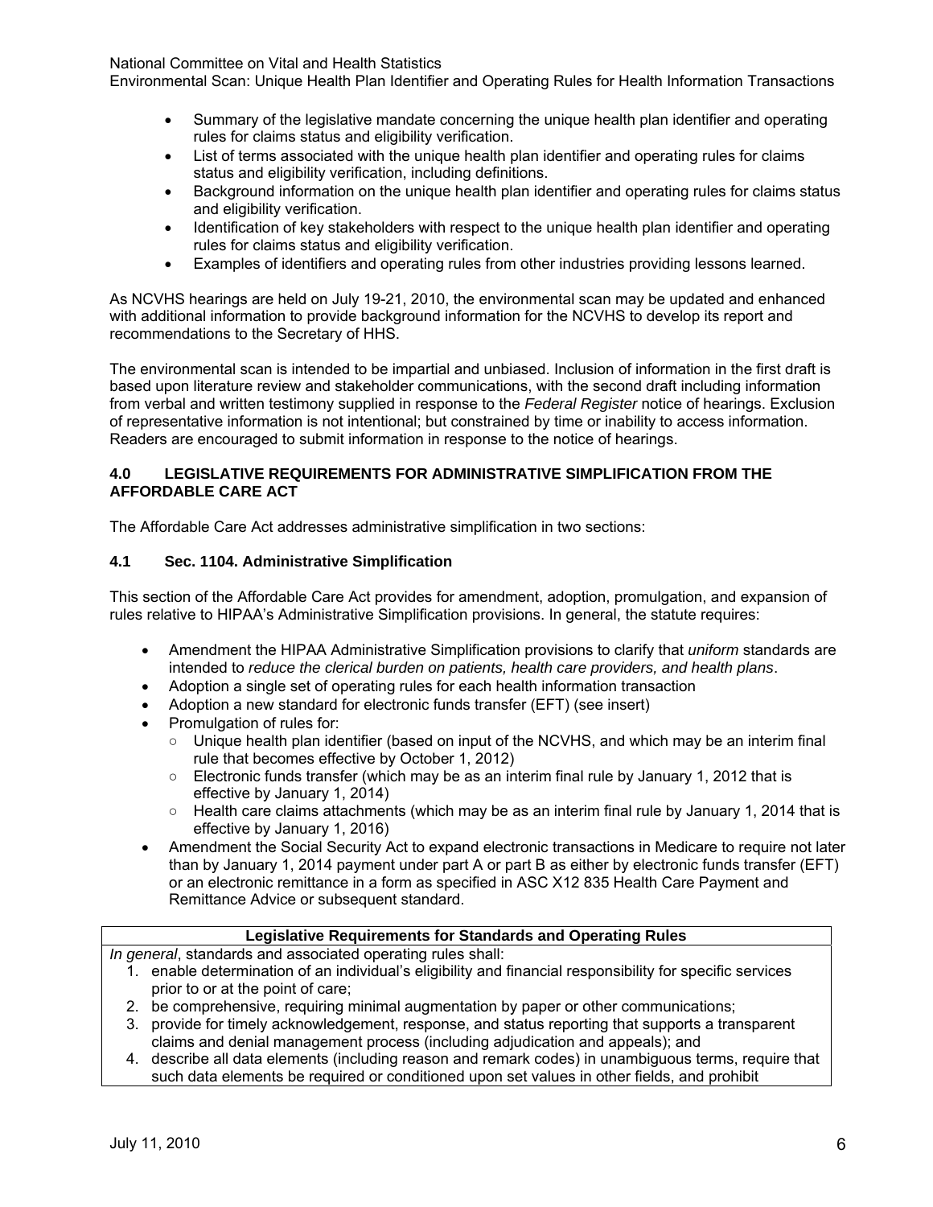- Summary of the legislative mandate concerning the unique health plan identifier and operating rules for claims status and eligibility verification.
- List of terms associated with the unique health plan identifier and operating rules for claims status and eligibility verification, including definitions.
- Background information on the unique health plan identifier and operating rules for claims status and eligibility verification.
- Identification of key stakeholders with respect to the unique health plan identifier and operating rules for claims status and eligibility verification.
- Examples of identifiers and operating rules from other industries providing lessons learned.

As NCVHS hearings are held on July 19-21, 2010, the environmental scan may be updated and enhanced with additional information to provide background information for the NCVHS to develop its report and recommendations to the Secretary of HHS.

The environmental scan is intended to be impartial and unbiased. Inclusion of information in the first draft is based upon literature review and stakeholder communications, with the second draft including information from verbal and written testimony supplied in response to the *Federal Register* notice of hearings. Exclusion of representative information is not intentional; but constrained by time or inability to access information. Readers are encouraged to submit information in response to the notice of hearings.

## 4.0 LEGISLATIVE REQUIREMENTS FOR ADMINISTRATIVE SIMPLIFICATION FROM THE AFFORDABLE CARE ACT

The Affordable Care Act addresses administrative simplification in two sections:

### 4.1 Sec. 1104. Administrative Simplification

This section of the Affordable Care Act provides for amendment, adoption, promulgation, and expansion of rules relative to HIPAA's Administrative Simplification provisions. In general, the statute requires:

- Amendment the HIPAA Administrative Simplification provisions to clarify that *uniform* standards are intended to *reduce the clerical burden on patients, health care providers, and health plans*.
- Adoption a single set of operating rules for each health information transaction
- Adoption a new standard for electronic funds transfer (EFT) (see insert)
- Promulgation of rules for:
  - Unique health plan identifier (based on input of the NCVHS, and which may be an interim final rule that becomes effective by October 1, 2012)
  - Electronic funds transfer (which may be as an interim final rule by January 1, 2012 that is effective by January 1, 2014)
  - Health care claims attachments (which may be as an interim final rule by January 1, 2014 that is effective by January 1, 2016)
- Amendment the Social Security Act to expand electronic transactions in Medicare to require not later than by January 1, 2014 payment under part A or part B as either by electronic funds transfer (EFT) or an electronic remittance in a form as specified in ASC X12 835 Health Care Payment and Remittance Advice or subsequent standard.

**Legislative Requirements for Standards and Operating Rules**

*In general*, standards and associated operating rules shall:

1. enable determination of an individual's eligibility and financial responsibility for specific services prior to or at the point of care;
2. be comprehensive, requiring minimal augmentation by paper or other communications;
3. provide for timely acknowledgement, response, and status reporting that supports a transparent claims and denial management process (including adjudication and appeals); and
4. describe all data elements (including reason and remark codes) in unambiguous terms, require that such data elements be required or conditioned upon set values in other fields, and prohibit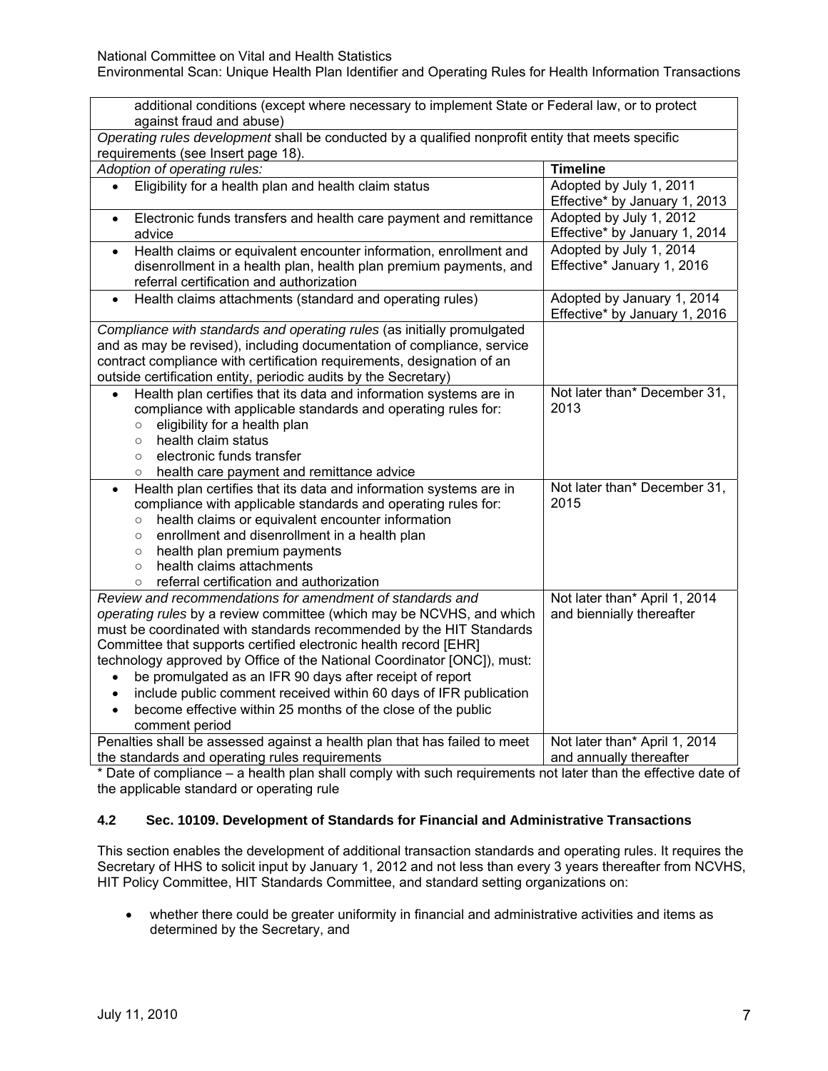| | |
|---|---|
| additional conditions (except where necessary to implement State or Federal law, or to protect against fraud and abuse) | |
| *Operating rules development* shall be conducted by a qualified nonprofit entity that meets specific requirements (see Insert page 18). | |
| *Adoption of operating rules:* | **Timeline** |
| • Eligibility for a health plan and health claim status | Adopted by July 1, 2011<br>Effective* by January 1, 2013 |
| • Electronic funds transfers and health care payment and remittance advice | Adopted by July 1, 2012<br>Effective* by January 1, 2014 |
| • Health claims or equivalent encounter information, enrollment and disenrollment in a health plan, health plan premium payments, and referral certification and authorization | Adopted by July 1, 2014<br>Effective* January 1, 2016 |
| • Health claims attachments (standard and operating rules) | Adopted by January 1, 2014<br>Effective* by January 1, 2016 |
| *Compliance with standards and operating rules* (as initially promulgated and as may be revised), including documentation of compliance, service contract compliance with certification requirements, designation of an outside certification entity, periodic audits by the Secretary) | |
| • Health plan certifies that its data and information systems are in compliance with applicable standards and operating rules for:<br>○ eligibility for a health plan<br>○ health claim status<br>○ electronic funds transfer<br>○ health care payment and remittance advice | Not later than* December 31, 2013 |
| • Health plan certifies that its data and information systems are in compliance with applicable standards and operating rules for:<br>○ health claims or equivalent encounter information<br>○ enrollment and disenrollment in a health plan<br>○ health plan premium payments<br>○ health claims attachments<br>○ referral certification and authorization | Not later than* December 31, 2015 |
| *Review and recommendations for amendment of standards and operating rules* by a review committee (which may be NCVHS, and which must be coordinated with standards recommended by the HIT Standards Committee that supports certified electronic health record [EHR] technology approved by Office of the National Coordinator [ONC]), must:<br>• be promulgated as an IFR 90 days after receipt of report<br>• include public comment received within 60 days of IFR publication<br>• become effective within 25 months of the close of the public comment period | Not later than* April 1, 2014 and biennially thereafter |
| Penalties shall be assessed against a health plan that has failed to meet the standards and operating rules requirements | Not later than* April 1, 2014 and annually thereafter |

* Date of compliance – a health plan shall comply with such requirements not later than the effective date of the applicable standard or operating rule

### 4.2 Sec. 10109. Development of Standards for Financial and Administrative Transactions

This section enables the development of additional transaction standards and operating rules. It requires the Secretary of HHS to solicit input by January 1, 2012 and not less than every 3 years thereafter from NCVHS, HIT Policy Committee, HIT Standards Committee, and standard setting organizations on:

- whether there could be greater uniformity in financial and administrative activities and items as determined by the Secretary, and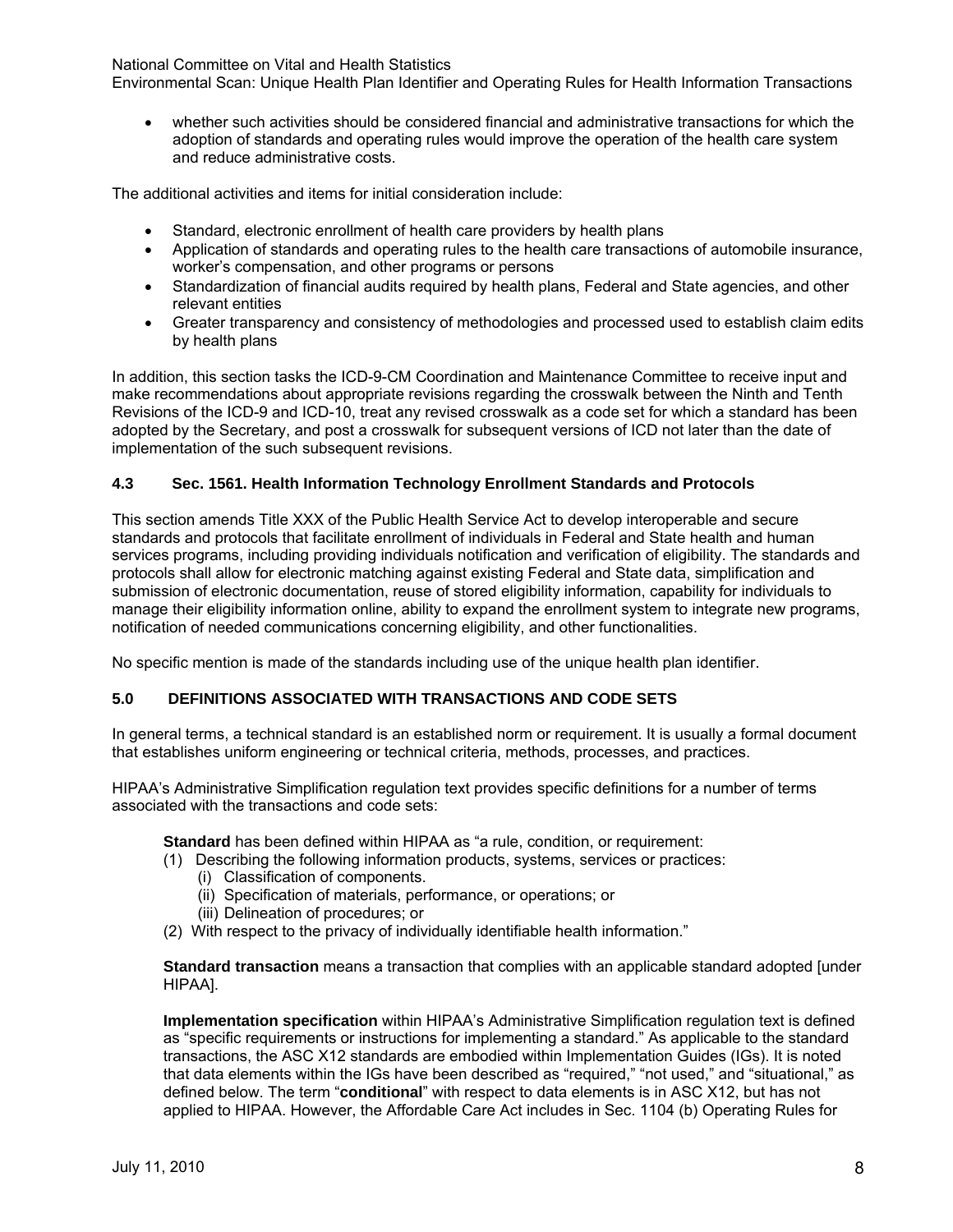- whether such activities should be considered financial and administrative transactions for which the adoption of standards and operating rules would improve the operation of the health care system and reduce administrative costs.

The additional activities and items for initial consideration include:

- Standard, electronic enrollment of health care providers by health plans
- Application of standards and operating rules to the health care transactions of automobile insurance, worker's compensation, and other programs or persons
- Standardization of financial audits required by health plans, Federal and State agencies, and other relevant entities
- Greater transparency and consistency of methodologies and processed used to establish claim edits by health plans

In addition, this section tasks the ICD-9-CM Coordination and Maintenance Committee to receive input and make recommendations about appropriate revisions regarding the crosswalk between the Ninth and Tenth Revisions of the ICD-9 and ICD-10, treat any revised crosswalk as a code set for which a standard has been adopted by the Secretary, and post a crosswalk for subsequent versions of ICD not later than the date of implementation of the such subsequent revisions.

### 4.3 Sec. 1561. Health Information Technology Enrollment Standards and Protocols

This section amends Title XXX of the Public Health Service Act to develop interoperable and secure standards and protocols that facilitate enrollment of individuals in Federal and State health and human services programs, including providing individuals notification and verification of eligibility. The standards and protocols shall allow for electronic matching against existing Federal and State data, simplification and submission of electronic documentation, reuse of stored eligibility information, capability for individuals to manage their eligibility information online, ability to expand the enrollment system to integrate new programs, notification of needed communications concerning eligibility, and other functionalities.

No specific mention is made of the standards including use of the unique health plan identifier.

## 5.0 DEFINITIONS ASSOCIATED WITH TRANSACTIONS AND CODE SETS

In general terms, a technical standard is an established norm or requirement. It is usually a formal document that establishes uniform engineering or technical criteria, methods, processes, and practices.

HIPAA's Administrative Simplification regulation text provides specific definitions for a number of terms associated with the transactions and code sets:

> **Standard** has been defined within HIPAA as "a rule, condition, or requirement:
>
> (1) Describing the following information products, systems, services or practices:
>     (i) Classification of components.
>     (ii) Specification of materials, performance, or operations; or
>     (iii) Delineation of procedures; or
> (2) With respect to the privacy of individually identifiable health information."
>
> **Standard transaction** means a transaction that complies with an applicable standard adopted [under HIPAA].
>
> **Implementation specification** within HIPAA's Administrative Simplification regulation text is defined as "specific requirements or instructions for implementing a standard." As applicable to the standard transactions, the ASC X12 standards are embodied within Implementation Guides (IGs). It is noted that data elements within the IGs have been described as "required," "not used," and "situational," as defined below. The term "**conditional**" with respect to data elements is in ASC X12, but has not applied to HIPAA. However, the Affordable Care Act includes in Sec. 1104 (b) Operating Rules for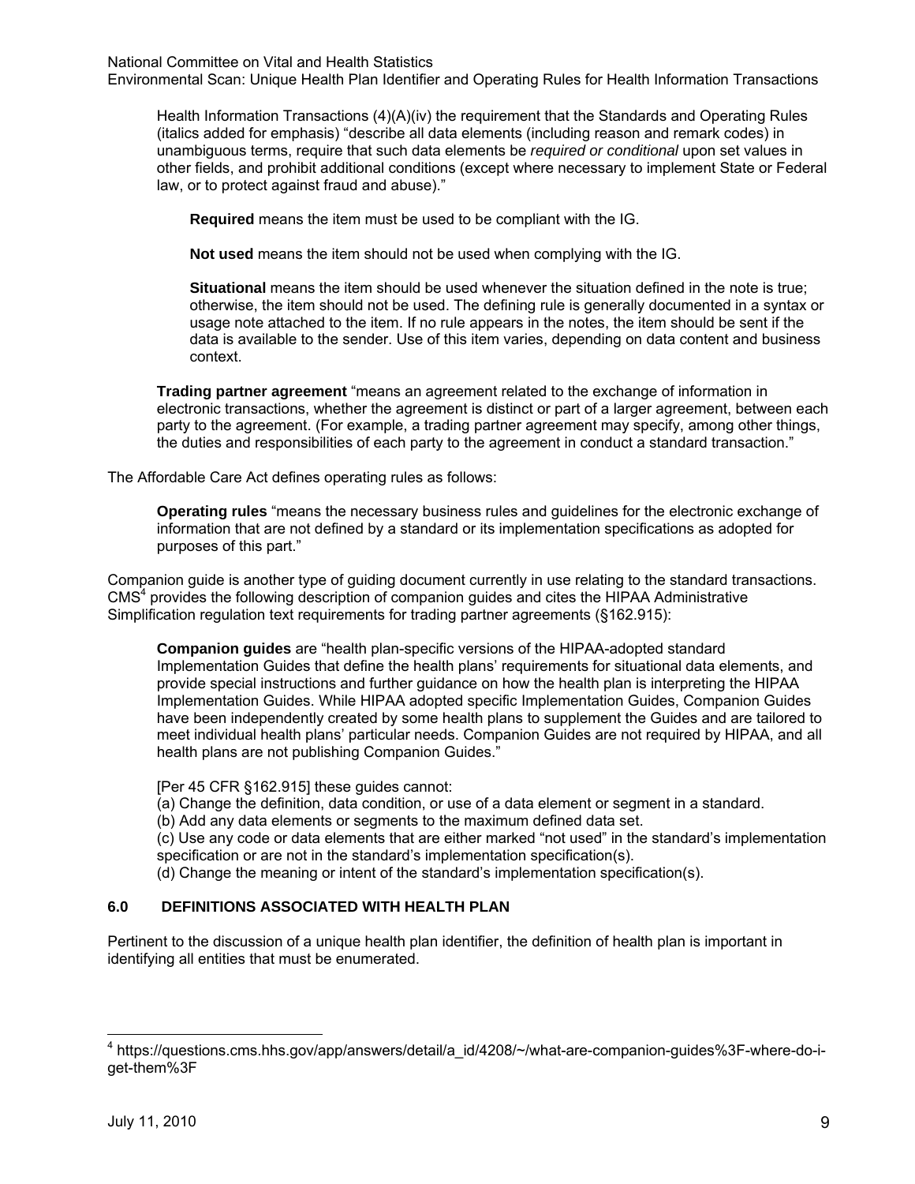Health Information Transactions (4)(A)(iv) the requirement that the Standards and Operating Rules (italics added for emphasis) "describe all data elements (including reason and remark codes) in unambiguous terms, require that such data elements be *required or conditional* upon set values in other fields, and prohibit additional conditions (except where necessary to implement State or Federal law, or to protect against fraud and abuse)."

> **Required** means the item must be used to be compliant with the IG.
>
> **Not used** means the item should not be used when complying with the IG.
>
> **Situational** means the item should be used whenever the situation defined in the note is true; otherwise, the item should not be used. The defining rule is generally documented in a syntax or usage note attached to the item. If no rule appears in the notes, the item should be sent if the data is available to the sender. Use of this item varies, depending on data content and business context.

**Trading partner agreement** "means an agreement related to the exchange of information in electronic transactions, whether the agreement is distinct or part of a larger agreement, between each party to the agreement. (For example, a trading partner agreement may specify, among other things, the duties and responsibilities of each party to the agreement in conduct a standard transaction."

The Affordable Care Act defines operating rules as follows:

**Operating rules** "means the necessary business rules and guidelines for the electronic exchange of information that are not defined by a standard or its implementation specifications as adopted for purposes of this part."

Companion guide is another type of guiding document currently in use relating to the standard transactions. CMS[4] provides the following description of companion guides and cites the HIPAA Administrative Simplification regulation text requirements for trading partner agreements (§162.915):

**Companion guides** are "health plan-specific versions of the HIPAA-adopted standard Implementation Guides that define the health plans' requirements for situational data elements, and provide special instructions and further guidance on how the health plan is interpreting the HIPAA Implementation Guides. While HIPAA adopted specific Implementation Guides, Companion Guides have been independently created by some health plans to supplement the Guides and are tailored to meet individual health plans' particular needs. Companion Guides are not required by HIPAA, and all health plans are not publishing Companion Guides."

[Per 45 CFR §162.915] these guides cannot:
(a) Change the definition, data condition, or use of a data element or segment in a standard.
(b) Add any data elements or segments to the maximum defined data set.
(c) Use any code or data elements that are either marked "not used" in the standard's implementation specification or are not in the standard's implementation specification(s).
(d) Change the meaning or intent of the standard's implementation specification(s).

## 6.0 DEFINITIONS ASSOCIATED WITH HEALTH PLAN

Pertinent to the discussion of a unique health plan identifier, the definition of health plan is important in identifying all entities that must be enumerated.

---

[4] https://questions.cms.hhs.gov/app/answers/detail/a_id/4208/~/what-are-companion-guides%3F-where-do-i-get-them%3F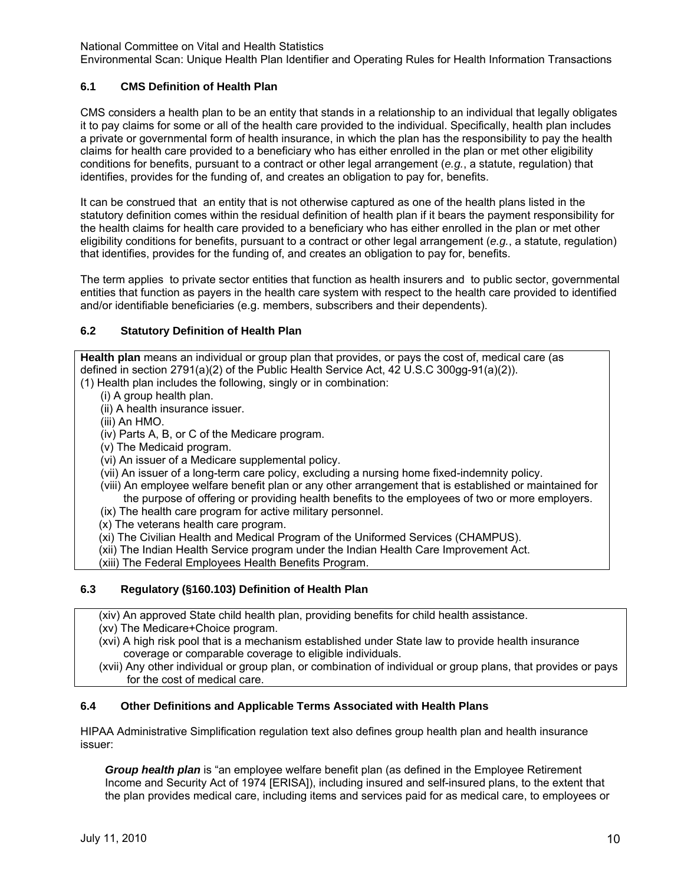### 6.1 CMS Definition of Health Plan

CMS considers a health plan to be an entity that stands in a relationship to an individual that legally obligates it to pay claims for some or all of the health care provided to the individual. Specifically, health plan includes a private or governmental form of health insurance, in which the plan has the responsibility to pay the health claims for health care provided to a beneficiary who has either enrolled in the plan or met other eligibility conditions for benefits, pursuant to a contract or other legal arrangement (*e.g.*, a statute, regulation) that identifies, provides for the funding of, and creates an obligation to pay for, benefits.

It can be construed that an entity that is not otherwise captured as one of the health plans listed in the statutory definition comes within the residual definition of health plan if it bears the payment responsibility for the health claims for health care provided to a beneficiary who has either enrolled in the plan or met other eligibility conditions for benefits, pursuant to a contract or other legal arrangement (*e.g.*, a statute, regulation) that identifies, provides for the funding of, and creates an obligation to pay for, benefits.

The term applies to private sector entities that function as health insurers and to public sector, governmental entities that function as payers in the health care system with respect to the health care provided to identified and/or identifiable beneficiaries (e.g. members, subscribers and their dependents).

### 6.2 Statutory Definition of Health Plan

**Health plan** means an individual or group plan that provides, or pays the cost of, medical care (as defined in section 2791(a)(2) of the Public Health Service Act, 42 U.S.C 300gg-91(a)(2)).
(1) Health plan includes the following, singly or in combination:

- (i) A group health plan.
- (ii) A health insurance issuer.
- (iii) An HMO.
- (iv) Parts A, B, or C of the Medicare program.
- (v) The Medicaid program.
- (vi) An issuer of a Medicare supplemental policy.
- (vii) An issuer of a long-term care policy, excluding a nursing home fixed-indemnity policy.
- (viii) An employee welfare benefit plan or any other arrangement that is established or maintained for the purpose of offering or providing health benefits to the employees of two or more employers.
- (ix) The health care program for active military personnel.
- (x) The veterans health care program.
- (xi) The Civilian Health and Medical Program of the Uniformed Services (CHAMPUS).
- (xii) The Indian Health Service program under the Indian Health Care Improvement Act.
- (xiii) The Federal Employees Health Benefits Program.

### 6.3 Regulatory (§160.103) Definition of Health Plan

- (xiv) An approved State child health plan, providing benefits for child health assistance.
- (xv) The Medicare+Choice program.
- (xvi) A high risk pool that is a mechanism established under State law to provide health insurance coverage or comparable coverage to eligible individuals.
- (xvii) Any other individual or group plan, or combination of individual or group plans, that provides or pays for the cost of medical care.

### 6.4 Other Definitions and Applicable Terms Associated with Health Plans

HIPAA Administrative Simplification regulation text also defines group health plan and health insurance issuer:

> ***Group health plan*** is "an employee welfare benefit plan (as defined in the Employee Retirement Income and Security Act of 1974 [ERISA]), including insured and self-insured plans, to the extent that the plan provides medical care, including items and services paid for as medical care, to employees or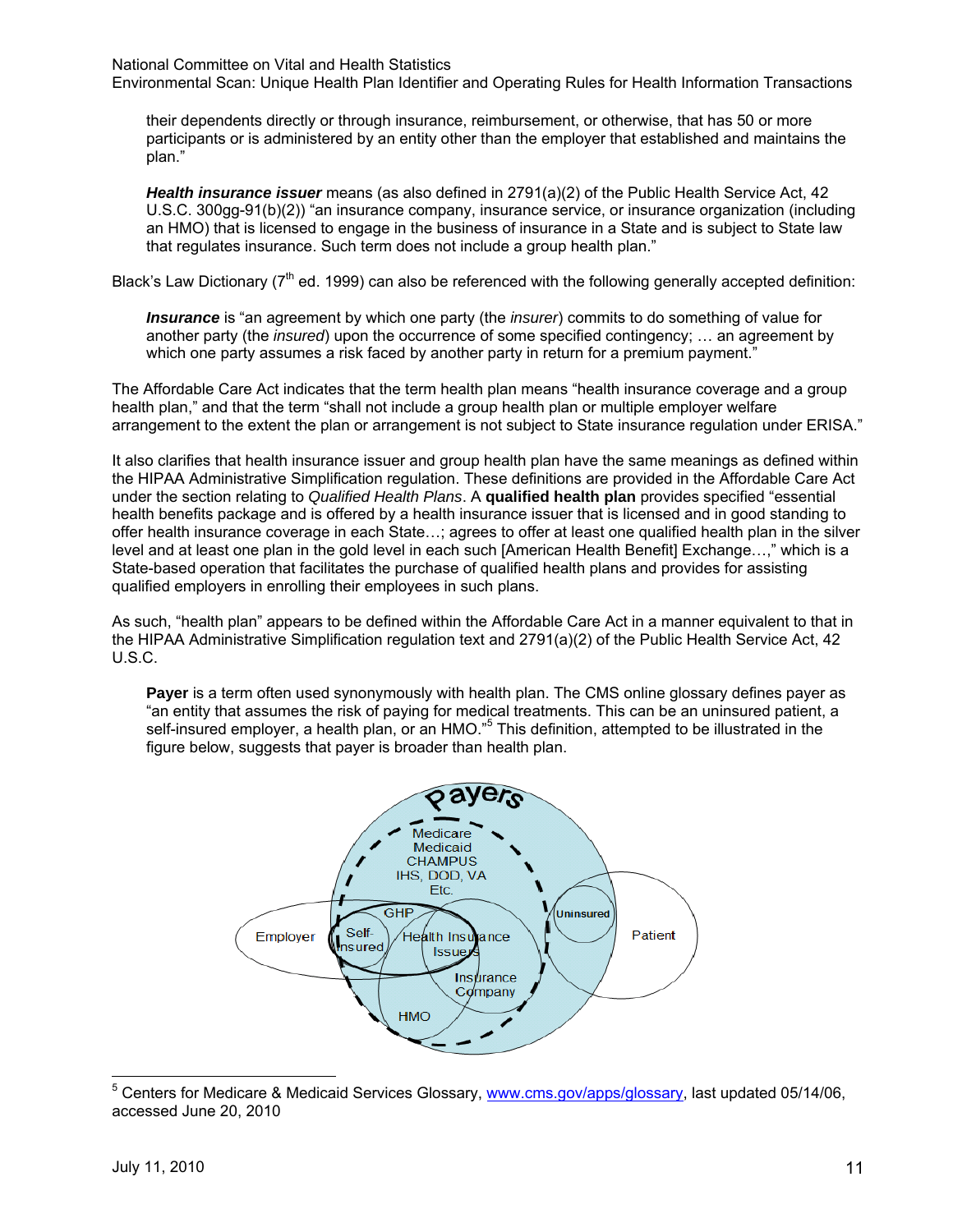their dependents directly or through insurance, reimbursement, or otherwise, that has 50 or more participants or is administered by an entity other than the employer that established and maintains the plan."

> ***Health insurance issuer*** means (as also defined in 2791(a)(2) of the Public Health Service Act, 42 U.S.C. 300gg-91(b)(2)) "an insurance company, insurance service, or insurance organization (including an HMO) that is licensed to engage in the business of insurance in a State and is subject to State law that regulates insurance. Such term does not include a group health plan."

Black's Law Dictionary (7th ed. 1999) can also be referenced with the following generally accepted definition:

> ***Insurance*** is "an agreement by which one party (the *insurer*) commits to do something of value for another party (the *insured*) upon the occurrence of some specified contingency; … an agreement by which one party assumes a risk faced by another party in return for a premium payment."

The Affordable Care Act indicates that the term health plan means "health insurance coverage and a group health plan," and that the term "shall not include a group health plan or multiple employer welfare arrangement to the extent the plan or arrangement is not subject to State insurance regulation under ERISA."

It also clarifies that health insurance issuer and group health plan have the same meanings as defined within the HIPAA Administrative Simplification regulation. These definitions are provided in the Affordable Care Act under the section relating to *Qualified Health Plans*. A **qualified health plan** provides specified "essential health benefits package and is offered by a health insurance issuer that is licensed and in good standing to offer health insurance coverage in each State…; agrees to offer at least one qualified health plan in the silver level and at least one plan in the gold level in each such [American Health Benefit] Exchange…," which is a State-based operation that facilitates the purchase of qualified health plans and provides for assisting qualified employers in enrolling their employees in such plans.

As such, "health plan" appears to be defined within the Affordable Care Act in a manner equivalent to that in the HIPAA Administrative Simplification regulation text and 2791(a)(2) of the Public Health Service Act, 42 U.S.C.

> **Payer** is a term often used synonymously with health plan. The CMS online glossary defines payer as "an entity that assumes the risk of paying for medical treatments. This can be an uninsured patient, a self-insured employer, a health plan, or an HMO."[5] This definition, attempted to be illustrated in the figure below, suggests that payer is broader than health plan.

Payers

Medicare
Medicaid
CHAMPUS
IHS, DOD, VA
Etc.

GHP
Employer
Self-Insured
Health Insurance Issuers
Insurance Company
HMO
Uninsured
Patient

[5] Centers for Medicare & Medicaid Services Glossary, www.cms.gov/apps/glossary, last updated 05/14/06, accessed June 20, 2010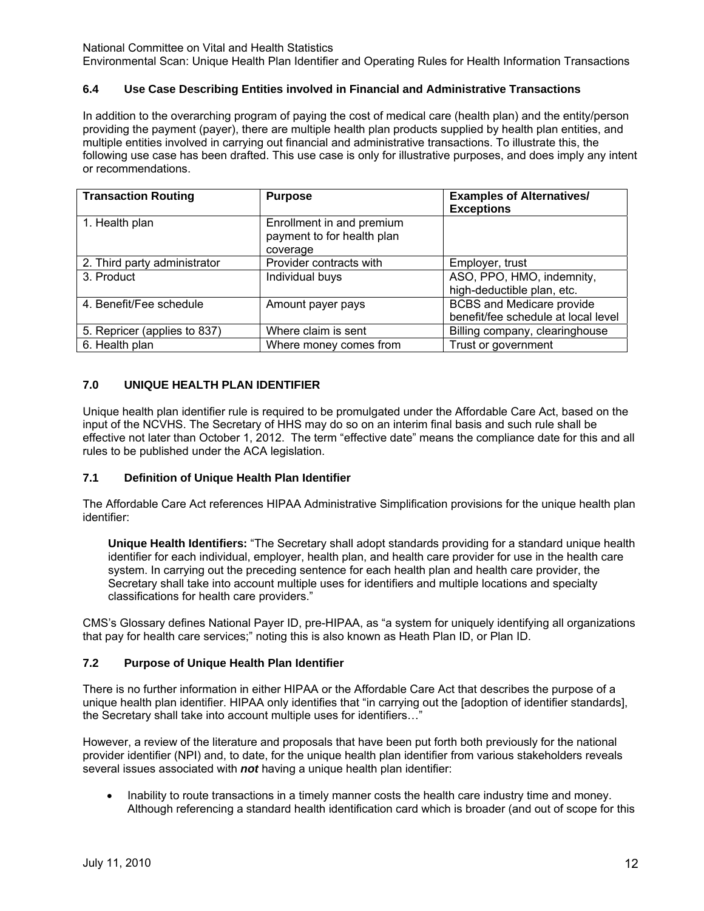### 6.4 Use Case Describing Entities involved in Financial and Administrative Transactions

In addition to the overarching program of paying the cost of medical care (health plan) and the entity/person providing the payment (payer), there are multiple health plan products supplied by health plan entities, and multiple entities involved in carrying out financial and administrative transactions. To illustrate this, the following use case has been drafted. This use case is only for illustrative purposes, and does imply any intent or recommendations.

| Transaction Routing | Purpose | Examples of Alternatives/ Exceptions |
|---|---|---|
| 1. Health plan | Enrollment in and premium payment to for health plan coverage | |
| 2. Third party administrator | Provider contracts with | Employer, trust |
| 3. Product | Individual buys | ASO, PPO, HMO, indemnity, high-deductible plan, etc. |
| 4. Benefit/Fee schedule | Amount payer pays | BCBS and Medicare provide benefit/fee schedule at local level |
| 5. Repricer (applies to 837) | Where claim is sent | Billing company, clearinghouse |
| 6. Health plan | Where money comes from | Trust or government |

## 7.0 UNIQUE HEALTH PLAN IDENTIFIER

Unique health plan identifier rule is required to be promulgated under the Affordable Care Act, based on the input of the NCVHS. The Secretary of HHS may do so on an interim final basis and such rule shall be effective not later than October 1, 2012. The term "effective date" means the compliance date for this and all rules to be published under the ACA legislation.

### 7.1 Definition of Unique Health Plan Identifier

The Affordable Care Act references HIPAA Administrative Simplification provisions for the unique health plan identifier:

> **Unique Health Identifiers:** "The Secretary shall adopt standards providing for a standard unique health identifier for each individual, employer, health plan, and health care provider for use in the health care system. In carrying out the preceding sentence for each health plan and health care provider, the Secretary shall take into account multiple uses for identifiers and multiple locations and specialty classifications for health care providers."

CMS's Glossary defines National Payer ID, pre-HIPAA, as "a system for uniquely identifying all organizations that pay for health care services;" noting this is also known as Heath Plan ID, or Plan ID.

### 7.2 Purpose of Unique Health Plan Identifier

There is no further information in either HIPAA or the Affordable Care Act that describes the purpose of a unique health plan identifier. HIPAA only identifies that "in carrying out the [adoption of identifier standards], the Secretary shall take into account multiple uses for identifiers…"

However, a review of the literature and proposals that have been put forth both previously for the national provider identifier (NPI) and, to date, for the unique health plan identifier from various stakeholders reveals several issues associated with ***not*** having a unique health plan identifier:

- Inability to route transactions in a timely manner costs the health care industry time and money. Although referencing a standard health identification card which is broader (and out of scope for this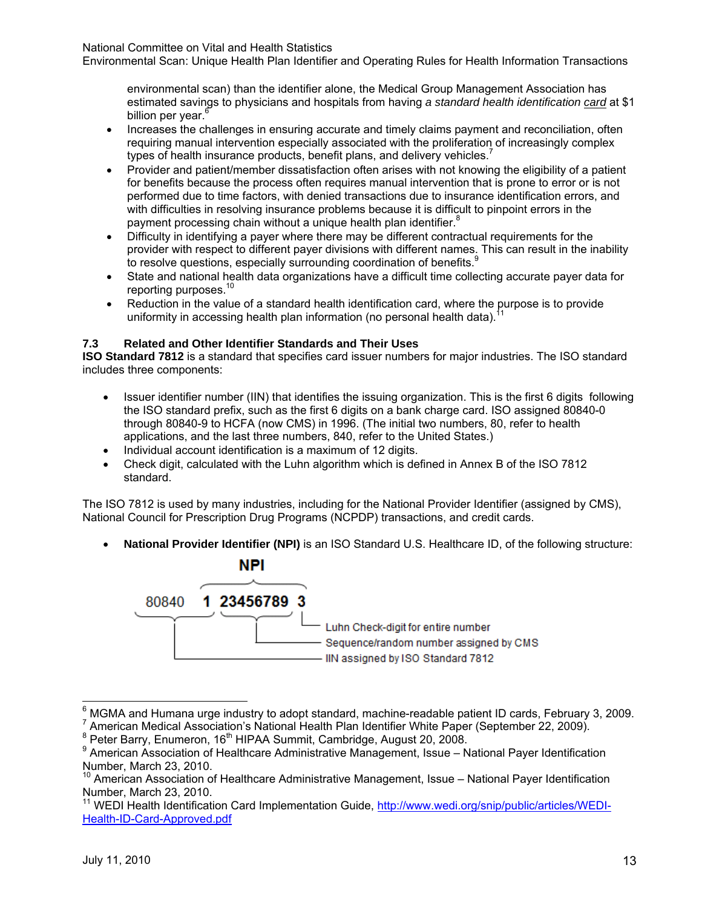environmental scan) than the identifier alone, the Medical Group Management Association has estimated savings to physicians and hospitals from having *a standard health identification card* at $1 billion per year.[6]

- Increases the challenges in ensuring accurate and timely claims payment and reconciliation, often requiring manual intervention especially associated with the proliferation of increasingly complex types of health insurance products, benefit plans, and delivery vehicles.[7]
- Provider and patient/member dissatisfaction often arises with not knowing the eligibility of a patient for benefits because the process often requires manual intervention that is prone to error or is not performed due to time factors, with denied transactions due to insurance identification errors, and with difficulties in resolving insurance problems because it is difficult to pinpoint errors in the payment processing chain without a unique health plan identifier.[8]
- Difficulty in identifying a payer where there may be different contractual requirements for the provider with respect to different payer divisions with different names. This can result in the inability to resolve questions, especially surrounding coordination of benefits.[9]
- State and national health data organizations have a difficult time collecting accurate payer data for reporting purposes.[10]
- Reduction in the value of a standard health identification card, where the purpose is to provide uniformity in accessing health plan information (no personal health data).[11]

### 7.3 Related and Other Identifier Standards and Their Uses

**ISO Standard 7812** is a standard that specifies card issuer numbers for major industries. The ISO standard includes three components:

- Issuer identifier number (IIN) that identifies the issuing organization. This is the first 6 digits following the ISO standard prefix, such as the first 6 digits on a bank charge card. ISO assigned 80840-0 through 80840-9 to HCFA (now CMS) in 1996. (The initial two numbers, 80, refer to health applications, and the last three numbers, 840, refer to the United States.)
- Individual account identification is a maximum of 12 digits.
- Check digit, calculated with the Luhn algorithm which is defined in Annex B of the ISO 7812 standard.

The ISO 7812 is used by many industries, including for the National Provider Identifier (assigned by CMS), National Council for Prescription Drug Programs (NCPDP) transactions, and credit cards.

- **National Provider Identifier (NPI)** is an ISO Standard U.S. Healthcare ID, of the following structure:

```
                NPI
        80840   1 23456789 3
                           └── Luhn Check-digit for entire number
                  └─────────── Sequence/random number assigned by CMS
        └───────────────────── IIN assigned by ISO Standard 7812
```

---

[6] MGMA and Humana urge industry to adopt standard, machine-readable patient ID cards, February 3, 2009.
[7] American Medical Association's National Health Plan Identifier White Paper (September 22, 2009).
[8] Peter Barry, Enumeron, 16th HIPAA Summit, Cambridge, August 20, 2008.
[9] American Association of Healthcare Administrative Management, Issue – National Payer Identification Number, March 23, 2010.
[10] American Association of Healthcare Administrative Management, Issue – National Payer Identification Number, March 23, 2010.
[11] WEDI Health Identification Card Implementation Guide, http://www.wedi.org/snip/public/articles/WEDI-Health-ID-Card-Approved.pdf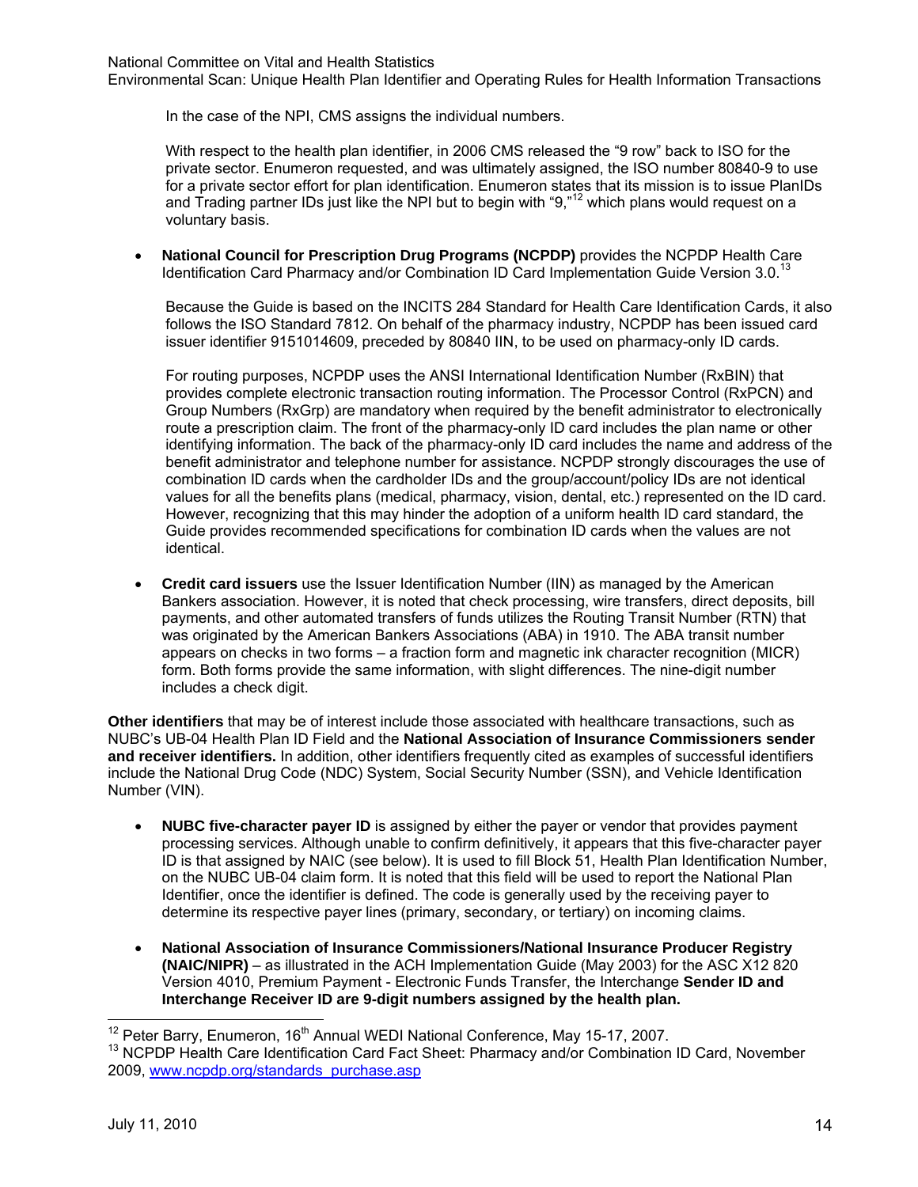In the case of the NPI, CMS assigns the individual numbers.

With respect to the health plan identifier, in 2006 CMS released the "9 row" back to ISO for the private sector. Enumeron requested, and was ultimately assigned, the ISO number 80840-9 to use for a private sector effort for plan identification. Enumeron states that its mission is to issue PlanIDs and Trading partner IDs just like the NPI but to begin with "9,"[12] which plans would request on a voluntary basis.

- **National Council for Prescription Drug Programs (NCPDP)** provides the NCPDP Health Care Identification Card Pharmacy and/or Combination ID Card Implementation Guide Version 3.0.[13]

  Because the Guide is based on the INCITS 284 Standard for Health Care Identification Cards, it also follows the ISO Standard 7812. On behalf of the pharmacy industry, NCPDP has been issued card issuer identifier 9151014609, preceded by 80840 IIN, to be used on pharmacy-only ID cards.

  For routing purposes, NCPDP uses the ANSI International Identification Number (RxBIN) that provides complete electronic transaction routing information. The Processor Control (RxPCN) and Group Numbers (RxGrp) are mandatory when required by the benefit administrator to electronically route a prescription claim. The front of the pharmacy-only ID card includes the plan name or other identifying information. The back of the pharmacy-only ID card includes the name and address of the benefit administrator and telephone number for assistance. NCPDP strongly discourages the use of combination ID cards when the cardholder IDs and the group/account/policy IDs are not identical values for all the benefits plans (medical, pharmacy, vision, dental, etc.) represented on the ID card. However, recognizing that this may hinder the adoption of a uniform health ID card standard, the Guide provides recommended specifications for combination ID cards when the values are not identical.

- **Credit card issuers** use the Issuer Identification Number (IIN) as managed by the American Bankers association. However, it is noted that check processing, wire transfers, direct deposits, bill payments, and other automated transfers of funds utilizes the Routing Transit Number (RTN) that was originated by the American Bankers Associations (ABA) in 1910. The ABA transit number appears on checks in two forms – a fraction form and magnetic ink character recognition (MICR) form. Both forms provide the same information, with slight differences. The nine-digit number includes a check digit.

**Other identifiers** that may be of interest include those associated with healthcare transactions, such as NUBC's UB-04 Health Plan ID Field and the **National Association of Insurance Commissioners sender and receiver identifiers.** In addition, other identifiers frequently cited as examples of successful identifiers include the National Drug Code (NDC) System, Social Security Number (SSN), and Vehicle Identification Number (VIN).

- **NUBC five-character payer ID** is assigned by either the payer or vendor that provides payment processing services. Although unable to confirm definitively, it appears that this five-character payer ID is that assigned by NAIC (see below). It is used to fill Block 51, Health Plan Identification Number, on the NUBC UB-04 claim form. It is noted that this field will be used to report the National Plan Identifier, once the identifier is defined. The code is generally used by the receiving payer to determine its respective payer lines (primary, secondary, or tertiary) on incoming claims.

- **National Association of Insurance Commissioners/National Insurance Producer Registry (NAIC/NIPR)** – as illustrated in the ACH Implementation Guide (May 2003) for the ASC X12 820 Version 4010, Premium Payment - Electronic Funds Transfer, the Interchange **Sender ID and Interchange Receiver ID are 9-digit numbers assigned by the health plan.**

---

[12] Peter Barry, Enumeron, 16th Annual WEDI National Conference, May 15-17, 2007.

[13] NCPDP Health Care Identification Card Fact Sheet: Pharmacy and/or Combination ID Card, November 2009, www.ncpdp.org/standards_purchase.asp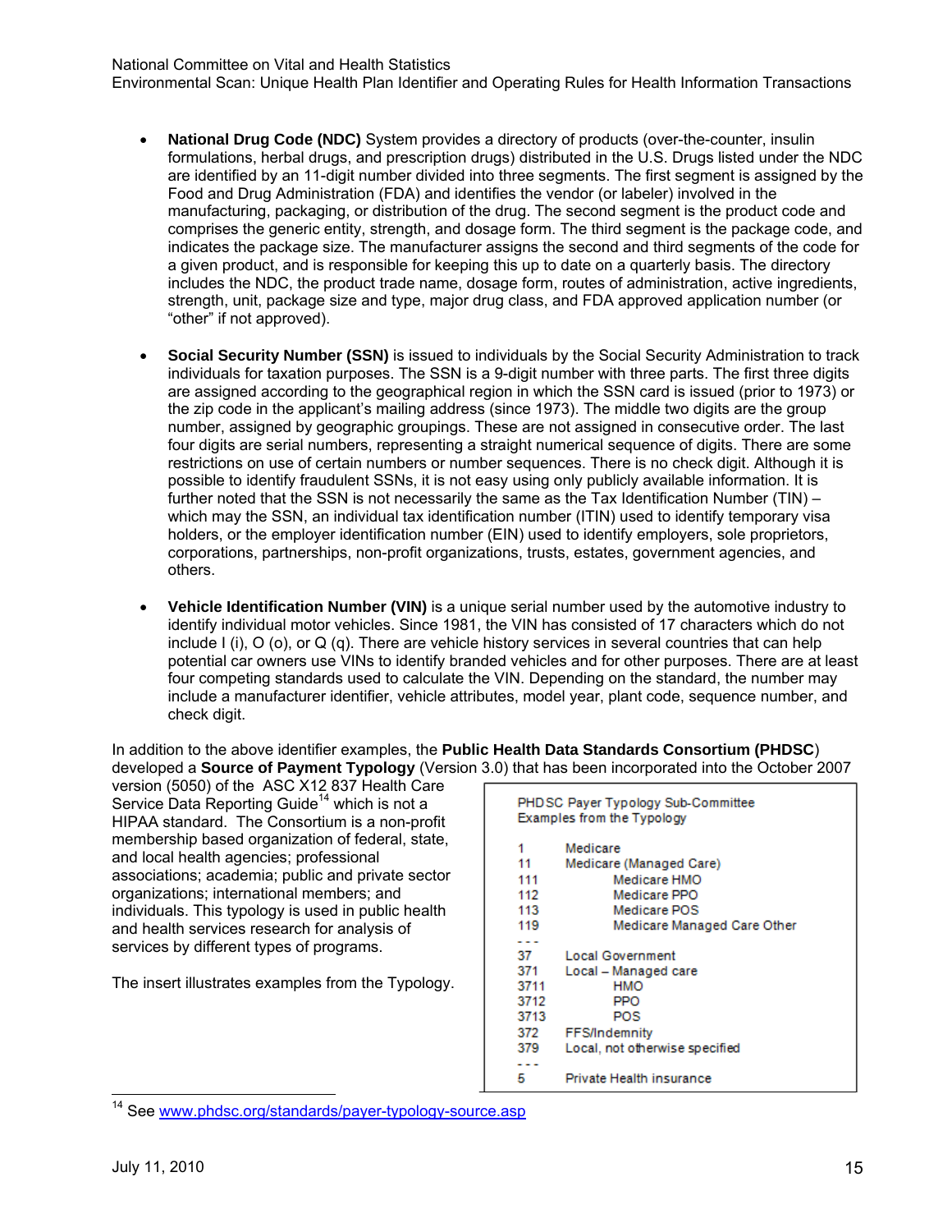- **National Drug Code (NDC)** System provides a directory of products (over-the-counter, insulin formulations, herbal drugs, and prescription drugs) distributed in the U.S. Drugs listed under the NDC are identified by an 11-digit number divided into three segments. The first segment is assigned by the Food and Drug Administration (FDA) and identifies the vendor (or labeler) involved in the manufacturing, packaging, or distribution of the drug. The second segment is the product code and comprises the generic entity, strength, and dosage form. The third segment is the package code, and indicates the package size. The manufacturer assigns the second and third segments of the code for a given product, and is responsible for keeping this up to date on a quarterly basis. The directory includes the NDC, the product trade name, dosage form, routes of administration, active ingredients, strength, unit, package size and type, major drug class, and FDA approved application number (or "other" if not approved).

- **Social Security Number (SSN)** is issued to individuals by the Social Security Administration to track individuals for taxation purposes. The SSN is a 9-digit number with three parts. The first three digits are assigned according to the geographical region in which the SSN card is issued (prior to 1973) or the zip code in the applicant's mailing address (since 1973). The middle two digits are the group number, assigned by geographic groupings. These are not assigned in consecutive order. The last four digits are serial numbers, representing a straight numerical sequence of digits. There are some restrictions on use of certain numbers or number sequences. There is no check digit. Although it is possible to identify fraudulent SSNs, it is not easy using only publicly available information. It is further noted that the SSN is not necessarily the same as the Tax Identification Number (TIN) – which may the SSN, an individual tax identification number (ITIN) used to identify temporary visa holders, or the employer identification number (EIN) used to identify employers, sole proprietors, corporations, partnerships, non-profit organizations, trusts, estates, government agencies, and others.

- **Vehicle Identification Number (VIN)** is a unique serial number used by the automotive industry to identify individual motor vehicles. Since 1981, the VIN has consisted of 17 characters which do not include I (i), O (o), or Q (q). There are vehicle history services in several countries that can help potential car owners use VINs to identify branded vehicles and for other purposes. There are at least four competing standards used to calculate the VIN. Depending on the standard, the number may include a manufacturer identifier, vehicle attributes, model year, plant code, sequence number, and check digit.

In addition to the above identifier examples, the **Public Health Data Standards Consortium (PHDSC**) developed a **Source of Payment Typology** (Version 3.0) that has been incorporated into the October 2007 version (5050) of the ASC X12 837 Health Care Service Data Reporting Guide[14] which is not a HIPAA standard. The Consortium is a non-profit membership based organization of federal, state, and local health agencies; professional associations; academia; public and private sector organizations; international members; and individuals. This typology is used in public health and health services research for analysis of services by different types of programs.

The insert illustrates examples from the Typology.

PHDSC Payer Typology Sub-Committee
Examples from the Typology

| Code | Description |
|---|---|
| 1 | Medicare |
| 11 | Medicare (Managed Care) |
| 111 | Medicare HMO |
| 112 | Medicare PPO |
| 113 | Medicare POS |
| 119 | Medicare Managed Care Other |
| - - - | |
| 37 | Local Government |
| 371 | Local – Managed care |
| 3711 | HMO |
| 3712 | PPO |
| 3713 | POS |
| 372 | FFS/Indemnity |
| 379 | Local, not otherwise specified |
| - - - | |
| 5 | Private Health insurance |

[14] See www.phdsc.org/standards/payer-typology-source.asp

July 11, 2010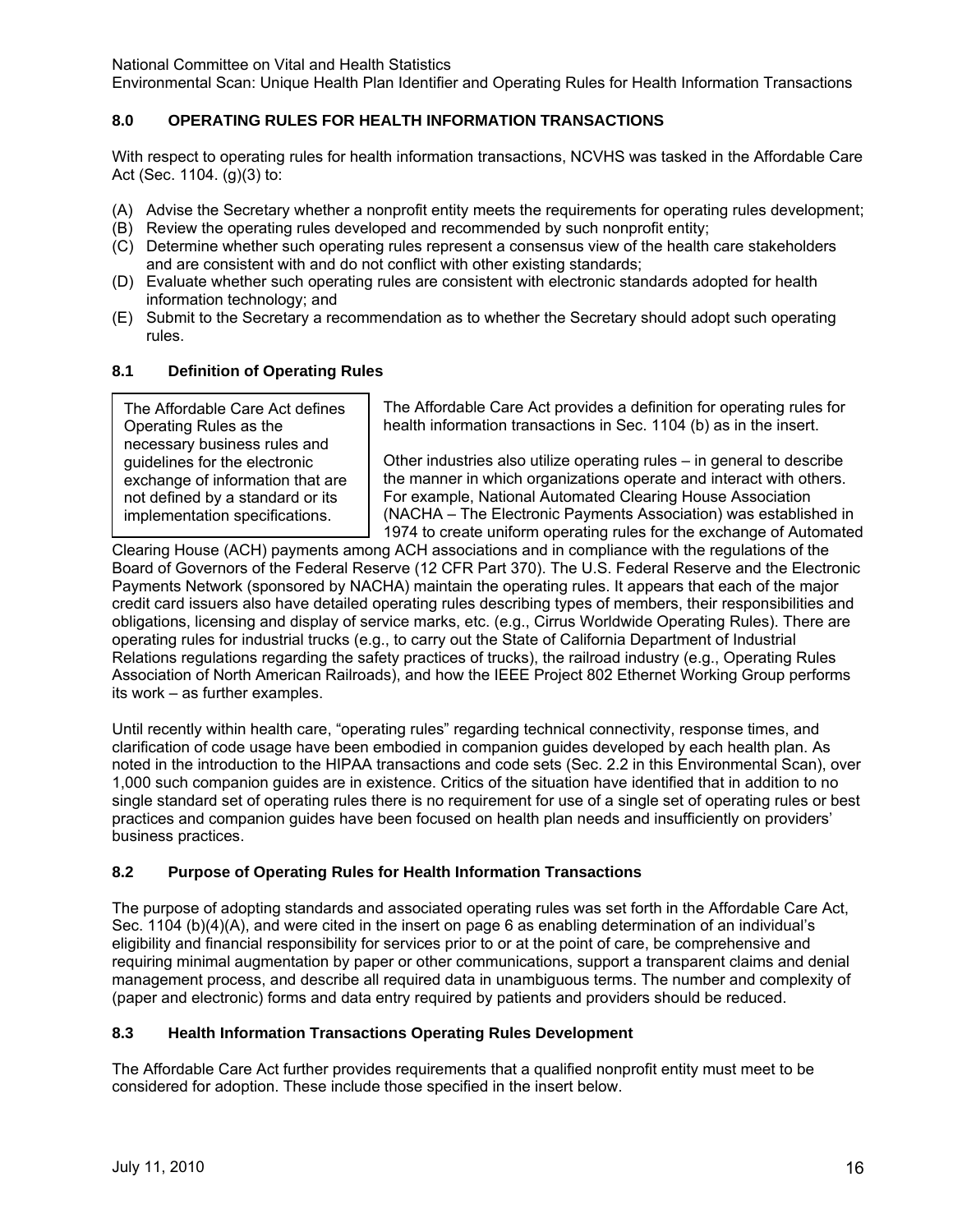## 8.0 OPERATING RULES FOR HEALTH INFORMATION TRANSACTIONS

With respect to operating rules for health information transactions, NCVHS was tasked in the Affordable Care Act (Sec. 1104. (g)(3) to:

(A) Advise the Secretary whether a nonprofit entity meets the requirements for operating rules development;
(B) Review the operating rules developed and recommended by such nonprofit entity;
(C) Determine whether such operating rules represent a consensus view of the health care stakeholders and are consistent with and do not conflict with other existing standards;
(D) Evaluate whether such operating rules are consistent with electronic standards adopted for health information technology; and
(E) Submit to the Secretary a recommendation as to whether the Secretary should adopt such operating rules.

### 8.1 Definition of Operating Rules

> The Affordable Care Act defines Operating Rules as the necessary business rules and guidelines for the electronic exchange of information that are not defined by a standard or its implementation specifications.

The Affordable Care Act provides a definition for operating rules for health information transactions in Sec. 1104 (b) as in the insert.

Other industries also utilize operating rules – in general to describe the manner in which organizations operate and interact with others. For example, National Automated Clearing House Association (NACHA – The Electronic Payments Association) was established in 1974 to create uniform operating rules for the exchange of Automated Clearing House (ACH) payments among ACH associations and in compliance with the regulations of the Board of Governors of the Federal Reserve (12 CFR Part 370). The U.S. Federal Reserve and the Electronic Payments Network (sponsored by NACHA) maintain the operating rules. It appears that each of the major credit card issuers also have detailed operating rules describing types of members, their responsibilities and obligations, licensing and display of service marks, etc. (e.g., Cirrus Worldwide Operating Rules). There are operating rules for industrial trucks (e.g., to carry out the State of California Department of Industrial Relations regulations regarding the safety practices of trucks), the railroad industry (e.g., Operating Rules Association of North American Railroads), and how the IEEE Project 802 Ethernet Working Group performs its work – as further examples.

Until recently within health care, "operating rules" regarding technical connectivity, response times, and clarification of code usage have been embodied in companion guides developed by each health plan. As noted in the introduction to the HIPAA transactions and code sets (Sec. 2.2 in this Environmental Scan), over 1,000 such companion guides are in existence. Critics of the situation have identified that in addition to no single standard set of operating rules there is no requirement for use of a single set of operating rules or best practices and companion guides have been focused on health plan needs and insufficiently on providers' business practices.

### 8.2 Purpose of Operating Rules for Health Information Transactions

The purpose of adopting standards and associated operating rules was set forth in the Affordable Care Act, Sec. 1104 (b)(4)(A), and were cited in the insert on page 6 as enabling determination of an individual's eligibility and financial responsibility for services prior to or at the point of care, be comprehensive and requiring minimal augmentation by paper or other communications, support a transparent claims and denial management process, and describe all required data in unambiguous terms. The number and complexity of (paper and electronic) forms and data entry required by patients and providers should be reduced.

### 8.3 Health Information Transactions Operating Rules Development

The Affordable Care Act further provides requirements that a qualified nonprofit entity must meet to be considered for adoption. These include those specified in the insert below.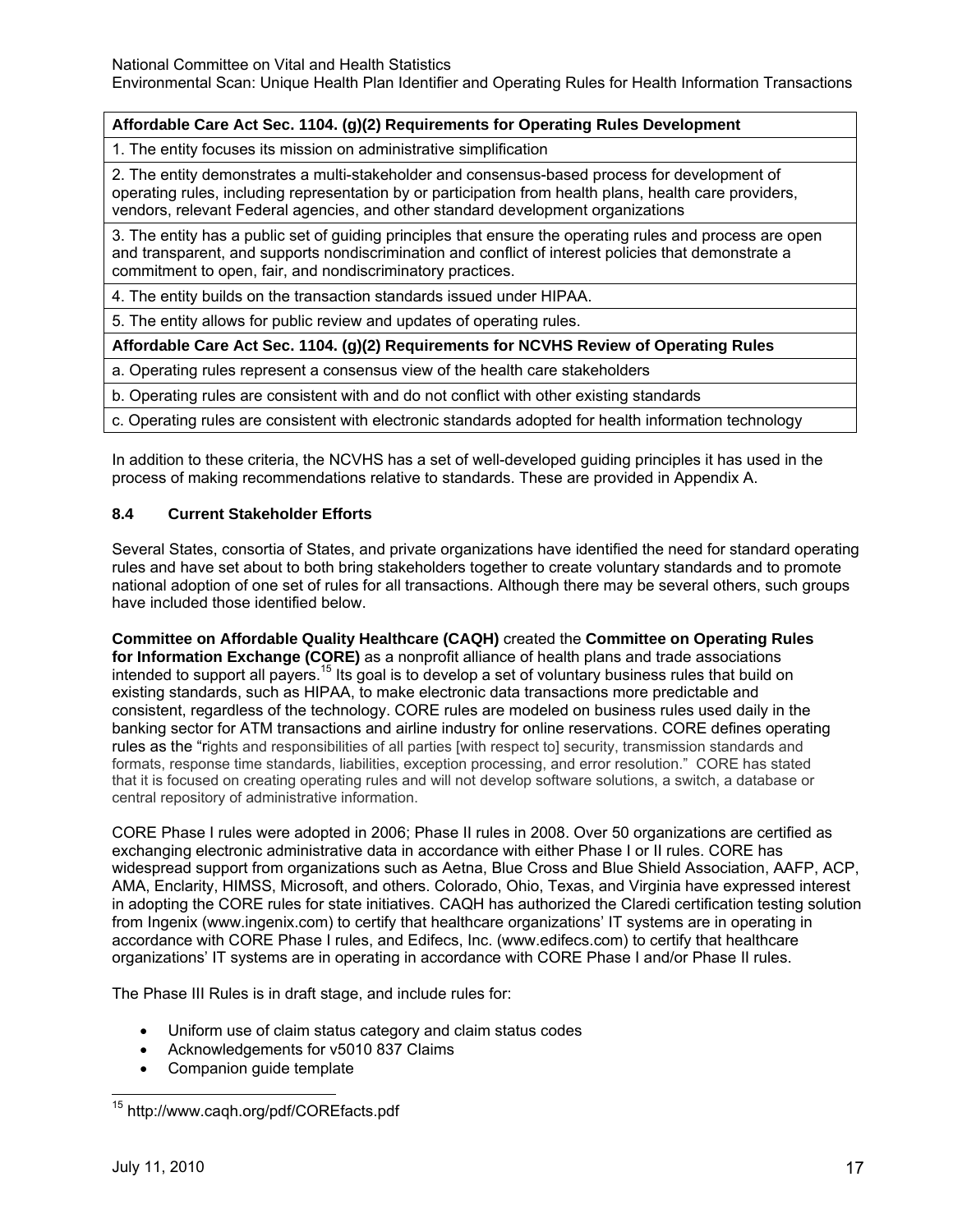| Affordable Care Act Sec. 1104. (g)(2) Requirements for Operating Rules Development |
|---|
| 1. The entity focuses its mission on administrative simplification |
| 2. The entity demonstrates a multi-stakeholder and consensus-based process for development of operating rules, including representation by or participation from health plans, health care providers, vendors, relevant Federal agencies, and other standard development organizations |
| 3. The entity has a public set of guiding principles that ensure the operating rules and process are open and transparent, and supports nondiscrimination and conflict of interest policies that demonstrate a commitment to open, fair, and nondiscriminatory practices. |
| 4. The entity builds on the transaction standards issued under HIPAA. |
| 5. The entity allows for public review and updates of operating rules. |
| **Affordable Care Act Sec. 1104. (g)(2) Requirements for NCVHS Review of Operating Rules** |
| a. Operating rules represent a consensus view of the health care stakeholders |
| b. Operating rules are consistent with and do not conflict with other existing standards |
| c. Operating rules are consistent with electronic standards adopted for health information technology |

In addition to these criteria, the NCVHS has a set of well-developed guiding principles it has used in the process of making recommendations relative to standards. These are provided in Appendix A.

### 8.4 Current Stakeholder Efforts

Several States, consortia of States, and private organizations have identified the need for standard operating rules and have set about to both bring stakeholders together to create voluntary standards and to promote national adoption of one set of rules for all transactions. Although there may be several others, such groups have included those identified below.

**Committee on Affordable Quality Healthcare (CAQH)** created the **Committee on Operating Rules for Information Exchange (CORE)** as a nonprofit alliance of health plans and trade associations intended to support all payers.[15] Its goal is to develop a set of voluntary business rules that build on existing standards, such as HIPAA, to make electronic data transactions more predictable and consistent, regardless of the technology. CORE rules are modeled on business rules used daily in the banking sector for ATM transactions and airline industry for online reservations. CORE defines operating rules as the "rights and responsibilities of all parties [with respect to] security, transmission standards and formats, response time standards, liabilities, exception processing, and error resolution." CORE has stated that it is focused on creating operating rules and will not develop software solutions, a switch, a database or central repository of administrative information.

CORE Phase I rules were adopted in 2006; Phase II rules in 2008. Over 50 organizations are certified as exchanging electronic administrative data in accordance with either Phase I or II rules. CORE has widespread support from organizations such as Aetna, Blue Cross and Blue Shield Association, AAFP, ACP, AMA, Enclarity, HIMSS, Microsoft, and others. Colorado, Ohio, Texas, and Virginia have expressed interest in adopting the CORE rules for state initiatives. CAQH has authorized the Claredi certification testing solution from Ingenix (www.ingenix.com) to certify that healthcare organizations' IT systems are in operating in accordance with CORE Phase I rules, and Edifecs, Inc. (www.edifecs.com) to certify that healthcare organizations' IT systems are in operating in accordance with CORE Phase I and/or Phase II rules.

The Phase III Rules is in draft stage, and include rules for:

- Uniform use of claim status category and claim status codes
- Acknowledgements for v5010 837 Claims
- Companion guide template

[15] http://www.caqh.org/pdf/COREfacts.pdf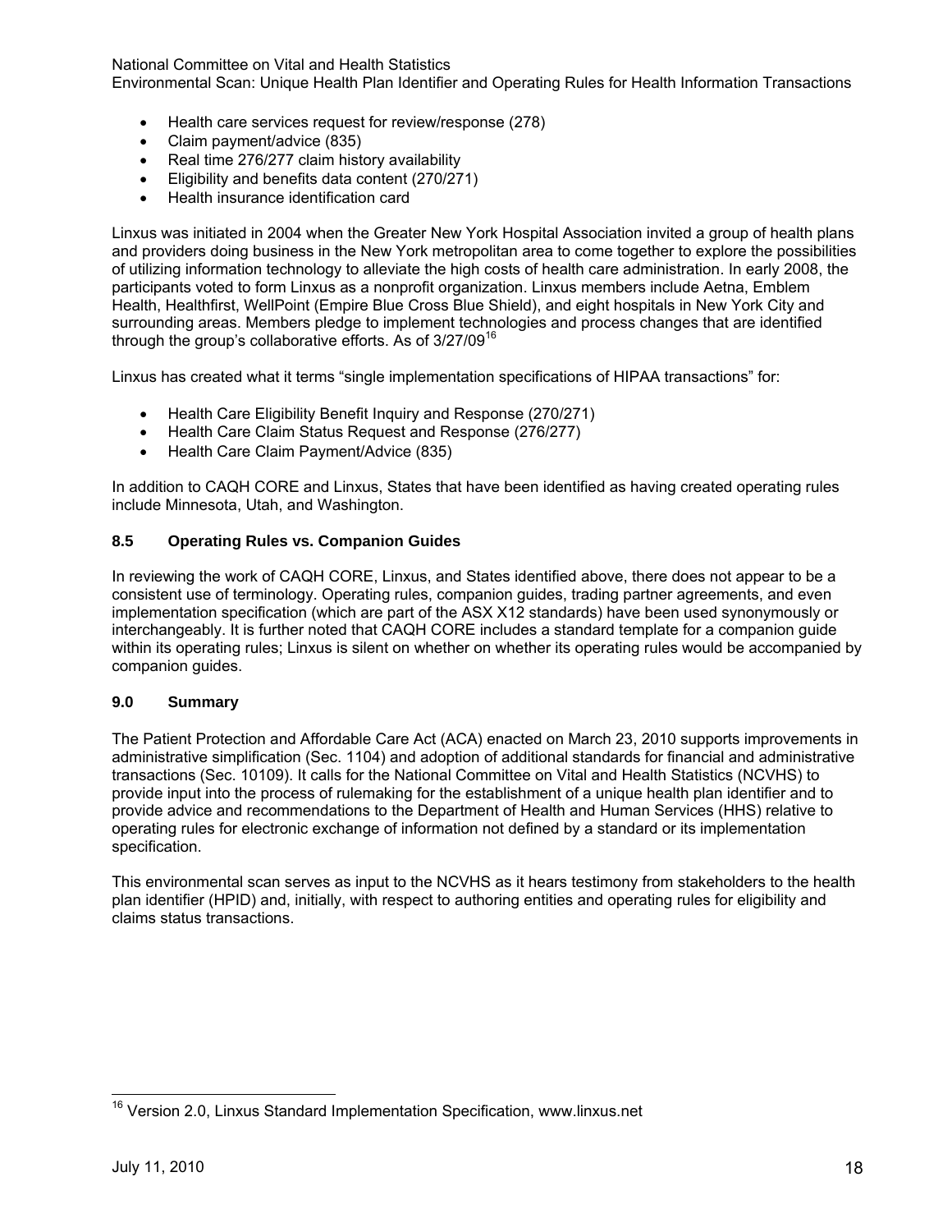- Health care services request for review/response (278)
- Claim payment/advice (835)
- Real time 276/277 claim history availability
- Eligibility and benefits data content (270/271)
- Health insurance identification card

Linxus was initiated in 2004 when the Greater New York Hospital Association invited a group of health plans and providers doing business in the New York metropolitan area to come together to explore the possibilities of utilizing information technology to alleviate the high costs of health care administration. In early 2008, the participants voted to form Linxus as a nonprofit organization. Linxus members include Aetna, Emblem Health, Healthfirst, WellPoint (Empire Blue Cross Blue Shield), and eight hospitals in New York City and surrounding areas. Members pledge to implement technologies and process changes that are identified through the group's collaborative efforts. As of 3/27/09[16]

Linxus has created what it terms "single implementation specifications of HIPAA transactions" for:

- Health Care Eligibility Benefit Inquiry and Response (270/271)
- Health Care Claim Status Request and Response (276/277)
- Health Care Claim Payment/Advice (835)

In addition to CAQH CORE and Linxus, States that have been identified as having created operating rules include Minnesota, Utah, and Washington.

### 8.5 Operating Rules vs. Companion Guides

In reviewing the work of CAQH CORE, Linxus, and States identified above, there does not appear to be a consistent use of terminology. Operating rules, companion guides, trading partner agreements, and even implementation specification (which are part of the ASX X12 standards) have been used synonymously or interchangeably. It is further noted that CAQH CORE includes a standard template for a companion guide within its operating rules; Linxus is silent on whether on whether its operating rules would be accompanied by companion guides.

## 9.0 Summary

The Patient Protection and Affordable Care Act (ACA) enacted on March 23, 2010 supports improvements in administrative simplification (Sec. 1104) and adoption of additional standards for financial and administrative transactions (Sec. 10109). It calls for the National Committee on Vital and Health Statistics (NCVHS) to provide input into the process of rulemaking for the establishment of a unique health plan identifier and to provide advice and recommendations to the Department of Health and Human Services (HHS) relative to operating rules for electronic exchange of information not defined by a standard or its implementation specification.

This environmental scan serves as input to the NCVHS as it hears testimony from stakeholders to the health plan identifier (HPID) and, initially, with respect to authoring entities and operating rules for eligibility and claims status transactions.

---

[16] Version 2.0, Linxus Standard Implementation Specification, www.linxus.net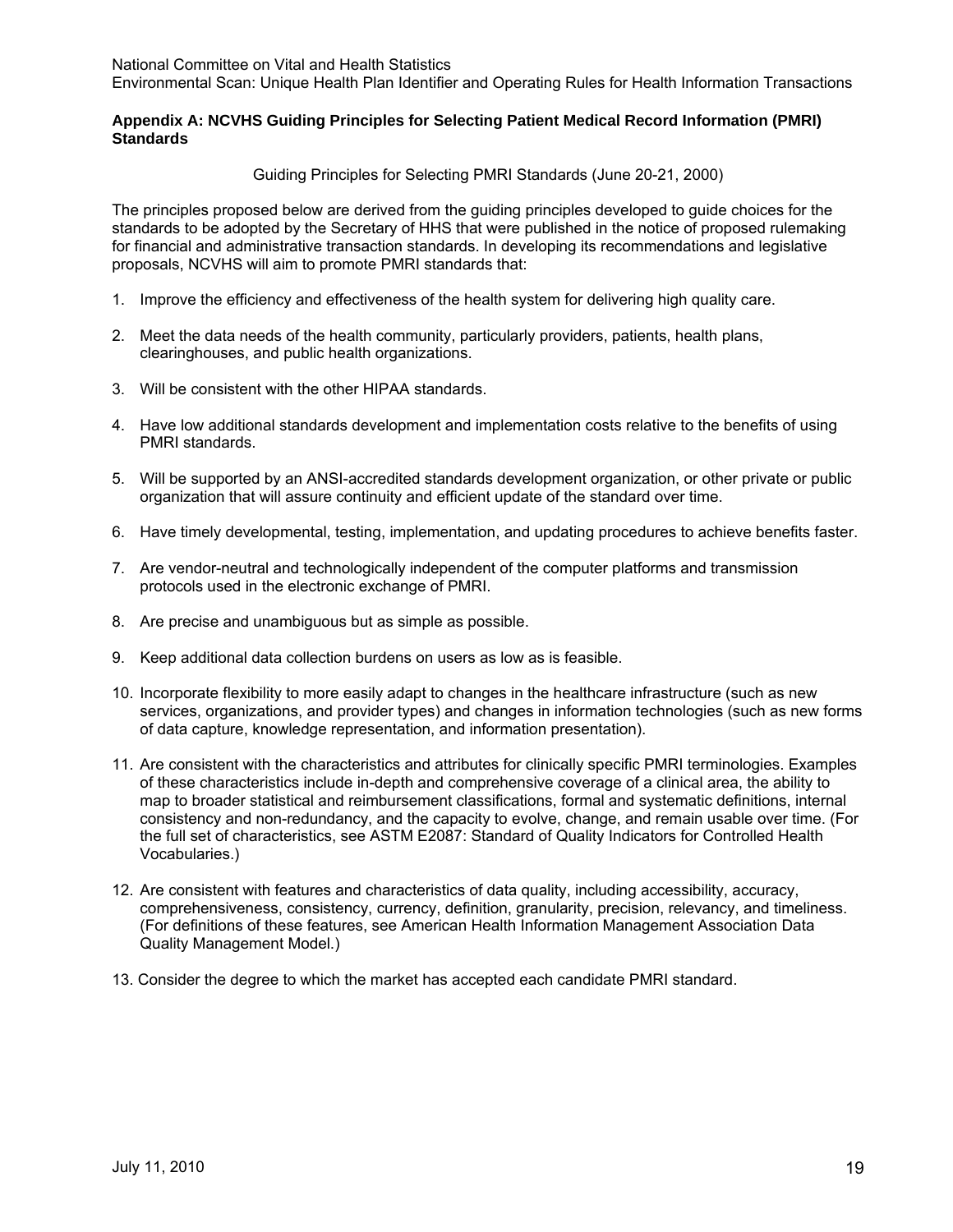### Appendix A: NCVHS Guiding Principles for Selecting Patient Medical Record Information (PMRI) Standards

Guiding Principles for Selecting PMRI Standards (June 20-21, 2000)

The principles proposed below are derived from the guiding principles developed to guide choices for the standards to be adopted by the Secretary of HHS that were published in the notice of proposed rulemaking for financial and administrative transaction standards. In developing its recommendations and legislative proposals, NCVHS will aim to promote PMRI standards that:

1. Improve the efficiency and effectiveness of the health system for delivering high quality care.
2. Meet the data needs of the health community, particularly providers, patients, health plans, clearinghouses, and public health organizations.
3. Will be consistent with the other HIPAA standards.
4. Have low additional standards development and implementation costs relative to the benefits of using PMRI standards.
5. Will be supported by an ANSI-accredited standards development organization, or other private or public organization that will assure continuity and efficient update of the standard over time.
6. Have timely developmental, testing, implementation, and updating procedures to achieve benefits faster.
7. Are vendor-neutral and technologically independent of the computer platforms and transmission protocols used in the electronic exchange of PMRI.
8. Are precise and unambiguous but as simple as possible.
9. Keep additional data collection burdens on users as low as is feasible.
10. Incorporate flexibility to more easily adapt to changes in the healthcare infrastructure (such as new services, organizations, and provider types) and changes in information technologies (such as new forms of data capture, knowledge representation, and information presentation).
11. Are consistent with the characteristics and attributes for clinically specific PMRI terminologies. Examples of these characteristics include in-depth and comprehensive coverage of a clinical area, the ability to map to broader statistical and reimbursement classifications, formal and systematic definitions, internal consistency and non-redundancy, and the capacity to evolve, change, and remain usable over time. (For the full set of characteristics, see ASTM E2087: Standard of Quality Indicators for Controlled Health Vocabularies.)
12. Are consistent with features and characteristics of data quality, including accessibility, accuracy, comprehensiveness, consistency, currency, definition, granularity, precision, relevancy, and timeliness. (For definitions of these features, see American Health Information Management Association Data Quality Management Model.)
13. Consider the degree to which the market has accepted each candidate PMRI standard.